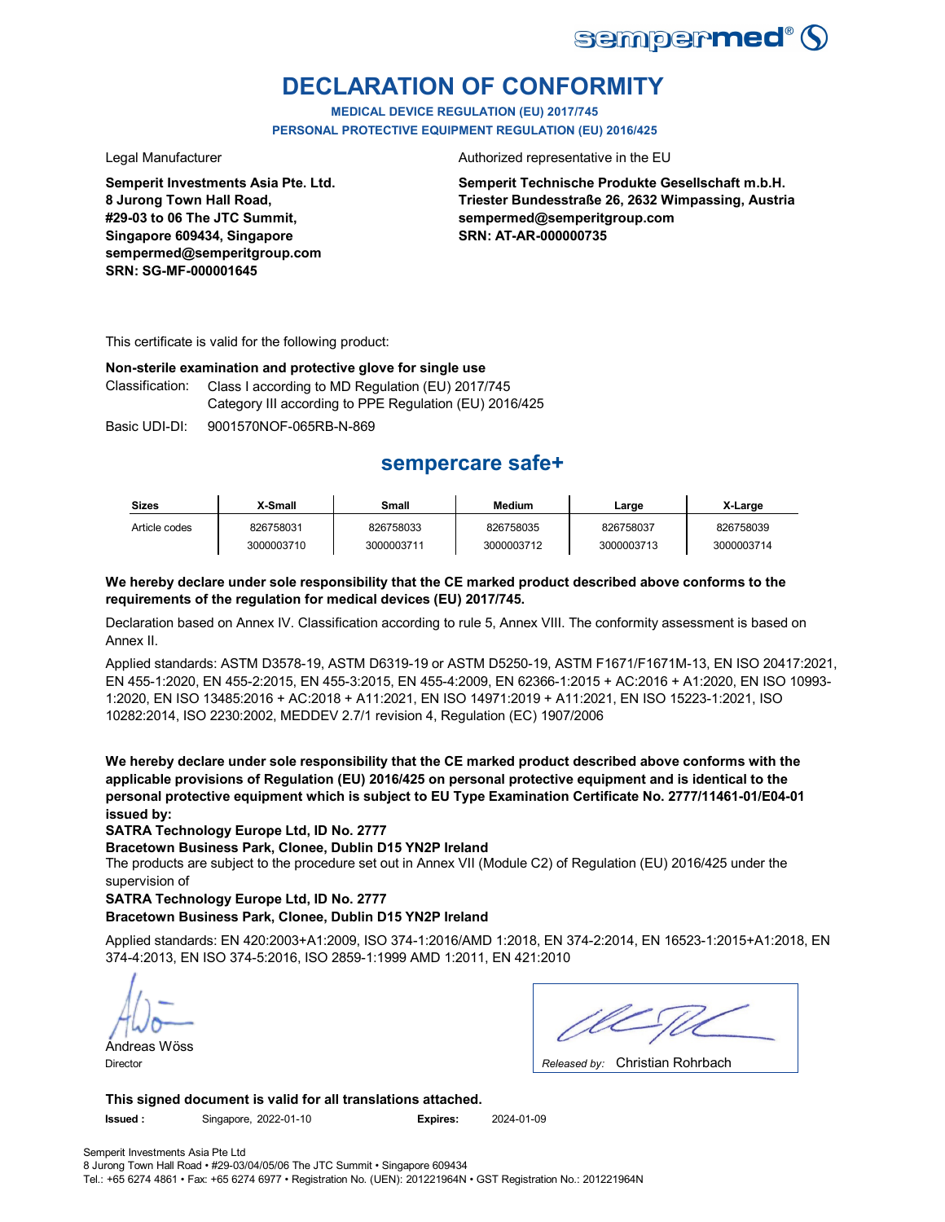sempermed®

# DECLARATION OF CONFORMITY

**MEDICAL DEVICE REGULATION (EU) 2017/745**
**PERSONAL PROTECTIVE EQUIPMENT REGULATION (EU) 2016/425**

Legal Manufacturer

**Semperit Investments Asia Pte. Ltd.**
**8 Jurong Town Hall Road,**
**#29-03 to 06 The JTC Summit,**
**Singapore 609434, Singapore**
**sempermed@semperitgroup.com**
**SRN: SG-MF-000001645**

Authorized representative in the EU

**Semperit Technische Produkte Gesellschaft m.b.H.**
**Triester Bundesstraße 26, 2632 Wimpassing, Austria**
**sempermed@semperitgroup.com**
**SRN: AT-AR-000000735**

This certificate is valid for the following product:

**Non-sterile examination and protective glove for single use**

Classification: Class I according to MD Regulation (EU) 2017/745
Category III according to PPE Regulation (EU) 2016/425

Basic UDI-DI: 9001570NOF-065RB-N-869

## sempercare safe+

| Sizes | X-Small | Small | Medium | Large | X-Large |
|---|---|---|---|---|---|
| Article codes | 826758031<br>3000003710 | 826758033<br>3000003711 | 826758035<br>3000003712 | 826758037<br>3000003713 | 826758039<br>3000003714 |

**We hereby declare under sole responsibility that the CE marked product described above conforms to the requirements of the regulation for medical devices (EU) 2017/745.**

Declaration based on Annex IV. Classification according to rule 5, Annex VIII. The conformity assessment is based on Annex II.

Applied standards: ASTM D3578-19, ASTM D6319-19 or ASTM D5250-19, ASTM F1671/F1671M-13, EN ISO 20417:2021, EN 455-1:2020, EN 455-2:2015, EN 455-3:2015, EN 455-4:2009, EN 62366-1:2015 + AC:2016 + A1:2020, EN ISO 10993-1:2020, EN ISO 13485:2016 + AC:2018 + A11:2021, EN ISO 14971:2019 + A11:2021, EN ISO 15223-1:2021, ISO 10282:2014, ISO 2230:2002, MEDDEV 2.7/1 revision 4, Regulation (EC) 1907/2006

**We hereby declare under sole responsibility that the CE marked product described above conforms with the applicable provisions of Regulation (EU) 2016/425 on personal protective equipment and is identical to the personal protective equipment which is subject to EU Type Examination Certificate No. 2777/11461-01/E04-01 issued by:**
**SATRA Technology Europe Ltd, ID No. 2777**
**Bracetown Business Park, Clonee, Dublin D15 YN2P Ireland**
The products are subject to the procedure set out in Annex VII (Module C2) of Regulation (EU) 2016/425 under the supervision of
**SATRA Technology Europe Ltd, ID No. 2777**
**Bracetown Business Park, Clonee, Dublin D15 YN2P Ireland**

Applied standards: EN 420:2003+A1:2009, ISO 374-1:2016/AMD 1:2018, EN 374-2:2014, EN 16523-1:2015+A1:2018, EN 374-4:2013, EN ISO 374-5:2016, ISO 2859-1:1999 AMD 1:2011, EN 421:2010

Andreas Wöss
Director

*Released by:* Christian Rohrbach

**This signed document is valid for all translations attached.**

**Issued :** Singapore, 2022-01-10 **Expires:** 2024-01-09

Semperit Investments Asia Pte Ltd
8 Jurong Town Hall Road • #29-03/04/05/06 The JTC Summit • Singapore 609434
Tel.: +65 6274 4861 • Fax: +65 6274 6977 • Registration No. (UEN): 201221964N • GST Registration No.: 201221964N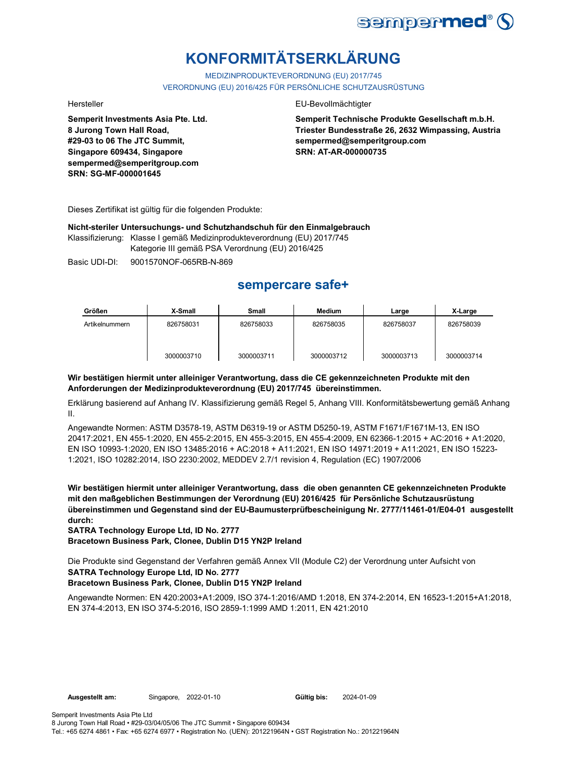# KONFORMITÄTSERKLÄRUNG

MEDIZINPRODUKTEVERORDNUNG (EU) 2017/745

VERORDNUNG (EU) 2016/425 FÜR PERSÖNLICHE SCHUTZAUSRÜSTUNG

Hersteller

**Semperit Investments Asia Pte. Ltd.**
**8 Jurong Town Hall Road,**
**#29-03 to 06 The JTC Summit,**
**Singapore 609434, Singapore**
**sempermed@semperitgroup.com**
**SRN: SG-MF-000001645**

EU-Bevollmächtigter

**Semperit Technische Produkte Gesellschaft m.b.H.**
**Triester Bundesstraße 26, 2632 Wimpassing, Austria**
**sempermed@semperitgroup.com**
**SRN: AT-AR-000000735**

Dieses Zertifikat ist gültig für die folgenden Produkte:

**Nicht-steriler Untersuchungs- und Schutzhandschuh für den Einmalgebrauch**

Klassifizierung: Klasse I gemäß Medizinprodukteverordnung (EU) 2017/745
Kategorie III gemäß PSA Verordnung (EU) 2016/425

Basic UDI-DI: 9001570NOF-065RB-N-869

## sempercare safe+

| Größen | X-Small | Small | Medium | Large | X-Large |
|---|---|---|---|---|---|
| Artikelnummern | 826758031 | 826758033 | 826758035 | 826758037 | 826758039 |
| | 3000003710 | 3000003711 | 3000003712 | 3000003713 | 3000003714 |

**Wir bestätigen hiermit unter alleiniger Verantwortung, dass die CE gekennzeichneten Produkte mit den Anforderungen der Medizinprodukteverordnung (EU) 2017/745 übereinstimmen.**

Erklärung basierend auf Anhang IV. Klassifizierung gemäß Regel 5, Anhang VIII. Konformitätsbewertung gemäß Anhang II.

Angewandte Normen: ASTM D3578-19, ASTM D6319-19 or ASTM D5250-19, ASTM F1671/F1671M-13, EN ISO 20417:2021, EN 455-1:2020, EN 455-2:2015, EN 455-3:2015, EN 455-4:2009, EN 62366-1:2015 + AC:2016 + A1:2020, EN ISO 10993-1:2020, EN ISO 13485:2016 + AC:2018 + A11:2021, EN ISO 14971:2019 + A11:2021, EN ISO 15223-1:2021, ISO 10282:2014, ISO 2230:2002, MEDDEV 2.7/1 revision 4, Regulation (EC) 1907/2006

**Wir bestätigen hiermit unter alleiniger Verantwortung, dass die oben genannten CE gekennzeichneten Produkte mit den maßgeblichen Bestimmungen der Verordnung (EU) 2016/425 für Persönliche Schutzausrüstung übereinstimmen und Gegenstand sind der EU-Baumusterprüfbescheinigung Nr. 2777/11461-01/E04-01 ausgestellt durch:**
**SATRA Technology Europe Ltd, ID No. 2777**
**Bracetown Business Park, Clonee, Dublin D15 YN2P Ireland**

Die Produkte sind Gegenstand der Verfahren gemäß Annex VII (Module C2) der Verordnung unter Aufsicht von
**SATRA Technology Europe Ltd, ID No. 2777**
**Bracetown Business Park, Clonee, Dublin D15 YN2P Ireland**

Angewandte Normen: EN 420:2003+A1:2009, ISO 374-1:2016/AMD 1:2018, EN 374-2:2014, EN 16523-1:2015+A1:2018, EN 374-4:2013, EN ISO 374-5:2016, ISO 2859-1:1999 AMD 1:2011, EN 421:2010

**Ausgestellt am:** Singapore, 2022-01-10 **Gültig bis:** 2024-01-09

Semperit Investments Asia Pte Ltd
8 Jurong Town Hall Road • #29-03/04/05/06 The JTC Summit • Singapore 609434
Tel.: +65 6274 4861 • Fax: +65 6274 6977 • Registration No. (UEN): 201221964N • GST Registration No.: 201221964N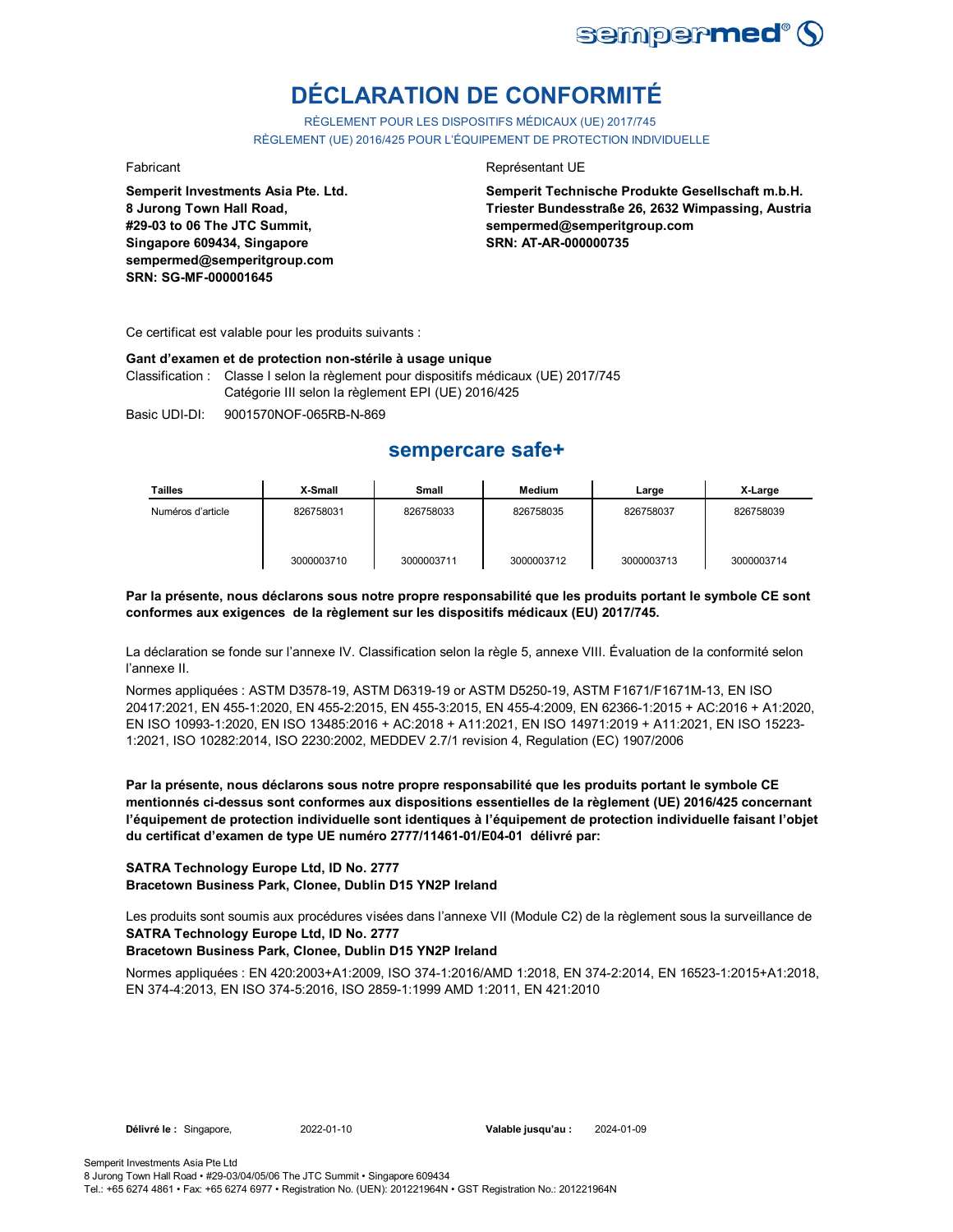# DÉCLARATION DE CONFORMITÉ

RÈGLEMENT POUR LES DISPOSITIFS MÉDICAUX (UE) 2017/745
RÈGLEMENT (UE) 2016/425 POUR L'ÉQUIPEMENT DE PROTECTION INDIVIDUELLE

Fabricant

**Semperit Investments Asia Pte. Ltd.**
**8 Jurong Town Hall Road,**
**#29-03 to 06 The JTC Summit,**
**Singapore 609434, Singapore**
**sempermed@semperitgroup.com**
**SRN: SG-MF-000001645**

Représentant UE

**Semperit Technische Produkte Gesellschaft m.b.H.**
**Triester Bundesstraße 26, 2632 Wimpassing, Austria**
**sempermed@semperitgroup.com**
**SRN: AT-AR-000000735**

Ce certificat est valable pour les produits suivants :

**Gant d'examen et de protection non-stérile à usage unique**

Classification : Classe I selon la règlement pour dispositifs médicaux (UE) 2017/745
Catégorie III selon la règlement EPI (UE) 2016/425

Basic UDI-DI: 9001570NOF-065RB-N-869

## sempercare safe+

| Tailles | X-Small | Small | Medium | Large | X-Large |
|---|---|---|---|---|---|
| Numéros d'article | 826758031 | 826758033 | 826758035 | 826758037 | 826758039 |
| | 3000003710 | 3000003711 | 3000003712 | 3000003713 | 3000003714 |

**Par la présente, nous déclarons sous notre propre responsabilité que les produits portant le symbole CE sont conformes aux exigences de la règlement sur les dispositifs médicaux (EU) 2017/745.**

La déclaration se fonde sur l'annexe IV. Classification selon la règle 5, annexe VIII. Évaluation de la conformité selon l'annexe II.

Normes appliquées : ASTM D3578-19, ASTM D6319-19 or ASTM D5250-19, ASTM F1671/F1671M-13, EN ISO 20417:2021, EN 455-1:2020, EN 455-2:2015, EN 455-3:2015, EN 455-4:2009, EN 62366-1:2015 + AC:2016 + A1:2020, EN ISO 10993-1:2020, EN ISO 13485:2016 + AC:2018 + A11:2021, EN ISO 14971:2019 + A11:2021, EN ISO 15223-1:2021, ISO 10282:2014, ISO 2230:2002, MEDDEV 2.7/1 revision 4, Regulation (EC) 1907/2006

**Par la présente, nous déclarons sous notre propre responsabilité que les produits portant le symbole CE mentionnés ci-dessus sont conformes aux dispositions essentielles de la règlement (UE) 2016/425 concernant l'équipement de protection individuelle sont identiques à l'équipement de protection individuelle faisant l'objet du certificat d'examen de type UE numéro 2777/11461-01/E04-01 délivré par:**

**SATRA Technology Europe Ltd, ID No. 2777**
**Bracetown Business Park, Clonee, Dublin D15 YN2P Ireland**

Les produits sont soumis aux procédures visées dans l'annexe VII (Module C2) de la règlement sous la surveillance de
**SATRA Technology Europe Ltd, ID No. 2777**
**Bracetown Business Park, Clonee, Dublin D15 YN2P Ireland**

Normes appliquées : EN 420:2003+A1:2009, ISO 374-1:2016/AMD 1:2018, EN 374-2:2014, EN 16523-1:2015+A1:2018, EN 374-4:2013, EN ISO 374-5:2016, ISO 2859-1:1999 AMD 1:2011, EN 421:2010

**Délivré le :** Singapore, 2022-01-10 **Valable jusqu'au :** 2024-01-09

Semperit Investments Asia Pte Ltd
8 Jurong Town Hall Road • #29-03/04/05/06 The JTC Summit • Singapore 609434
Tel.: +65 6274 4861 • Fax: +65 6274 6977 • Registration No. (UEN): 201221964N • GST Registration No.: 201221964N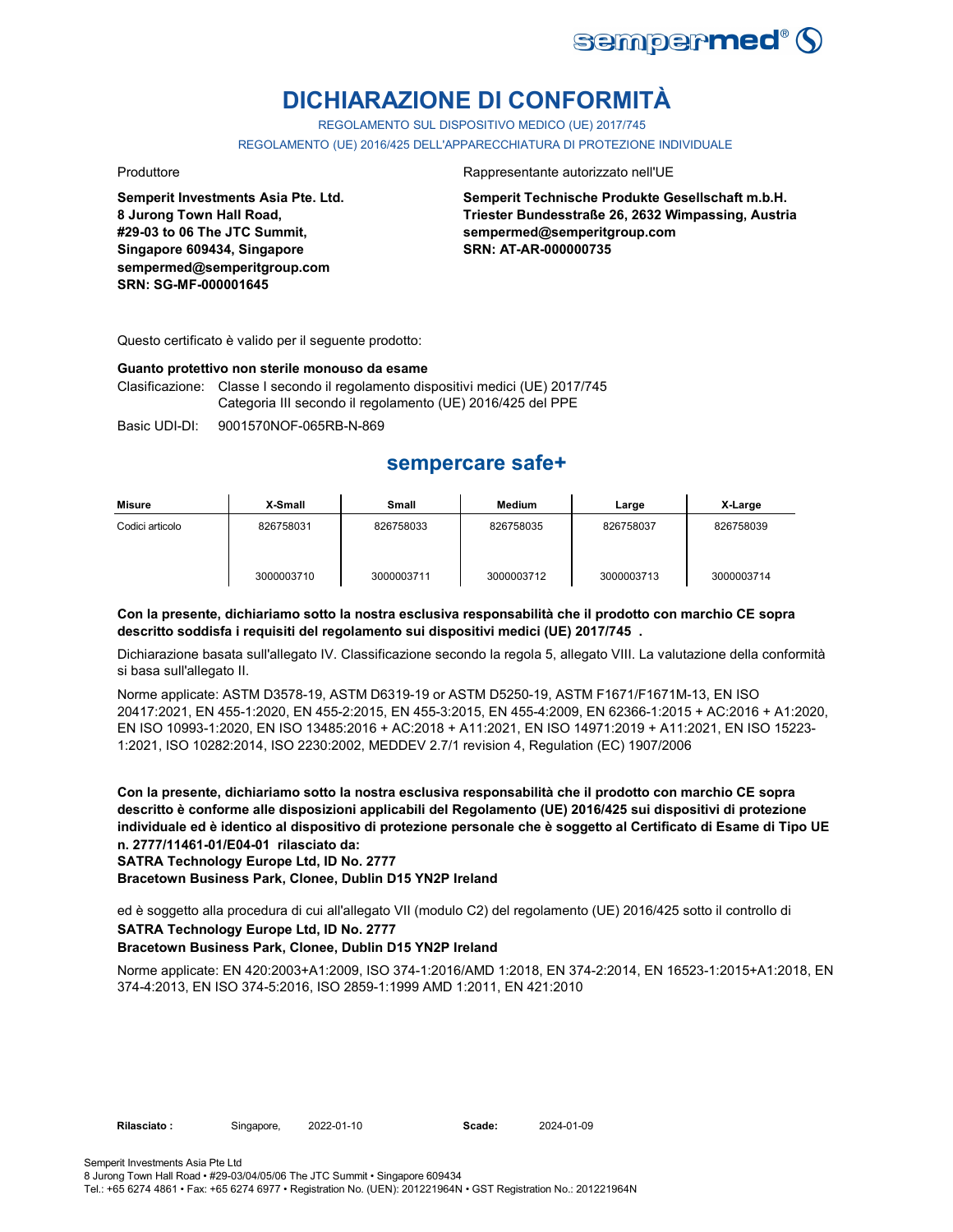# DICHIARAZIONE DI CONFORMITÀ

REGOLAMENTO SUL DISPOSITIVO MEDICO (UE) 2017/745

REGOLAMENTO (UE) 2016/425 DELL'APPARECCHIATURA DI PROTEZIONE INDIVIDUALE

Produttore

**Semperit Investments Asia Pte. Ltd.**
**8 Jurong Town Hall Road,**
**#29-03 to 06 The JTC Summit,**
**Singapore 609434, Singapore**
**sempermed@semperitgroup.com**
**SRN: SG-MF-000001645**

Rappresentante autorizzato nell'UE

**Semperit Technische Produkte Gesellschaft m.b.H.**
**Triester Bundesstraße 26, 2632 Wimpassing, Austria**
**sempermed@semperitgroup.com**
**SRN: AT-AR-000000735**

Questo certificato è valido per il seguente prodotto:

**Guanto protettivo non sterile monouso da esame**

Clasificazione: Classe I secondo il regolamento dispositivi medici (UE) 2017/745
Categoria III secondo il regolamento (UE) 2016/425 del PPE

Basic UDI-DI: 9001570NOF-065RB-N-869

## sempercare safe+

| Misure | X-Small | Small | Medium | Large | X-Large |
|---|---|---|---|---|---|
| Codici articolo | 826758031 | 826758033 | 826758035 | 826758037 | 826758039 |
| | 3000003710 | 3000003711 | 3000003712 | 3000003713 | 3000003714 |

**Con la presente, dichiariamo sotto la nostra esclusiva responsabilità che il prodotto con marchio CE sopra descritto soddisfa i requisiti del regolamento sui dispositivi medici (UE) 2017/745 .**

Dichiarazione basata sull'allegato IV. Classificazione secondo la regola 5, allegato VIII. La valutazione della conformità si basa sull'allegato II.

Norme applicate: ASTM D3578-19, ASTM D6319-19 or ASTM D5250-19, ASTM F1671/F1671M-13, EN ISO 20417:2021, EN 455-1:2020, EN 455-2:2015, EN 455-3:2015, EN 455-4:2009, EN 62366-1:2015 + AC:2016 + A1:2020, EN ISO 10993-1:2020, EN ISO 13485:2016 + AC:2018 + A11:2021, EN ISO 14971:2019 + A11:2021, EN ISO 15223-1:2021, ISO 10282:2014, ISO 2230:2002, MEDDEV 2.7/1 revision 4, Regulation (EC) 1907/2006

**Con la presente, dichiariamo sotto la nostra esclusiva responsabilità che il prodotto con marchio CE sopra descritto è conforme alle disposizioni applicabili del Regolamento (UE) 2016/425 sui dispositivi di protezione individuale ed è identico al dispositivo di protezione personale che è soggetto al Certificato di Esame di Tipo UE n. 2777/11461-01/E04-01 rilasciato da:**
**SATRA Technology Europe Ltd, ID No. 2777**
**Bracetown Business Park, Clonee, Dublin D15 YN2P Ireland**

ed è soggetto alla procedura di cui all'allegato VII (modulo C2) del regolamento (UE) 2016/425 sotto il controllo di
**SATRA Technology Europe Ltd, ID No. 2777**
**Bracetown Business Park, Clonee, Dublin D15 YN2P Ireland**

Norme applicate: EN 420:2003+A1:2009, ISO 374-1:2016/AMD 1:2018, EN 374-2:2014, EN 16523-1:2015+A1:2018, EN 374-4:2013, EN ISO 374-5:2016, ISO 2859-1:1999 AMD 1:2011, EN 421:2010

**Rilasciato :** Singapore, 2022-01-10 **Scade:** 2024-01-09

Semperit Investments Asia Pte Ltd
8 Jurong Town Hall Road • #29-03/04/05/06 The JTC Summit • Singapore 609434
Tel.: +65 6274 4861 • Fax: +65 6274 6977 • Registration No. (UEN): 201221964N • GST Registration No.: 201221964N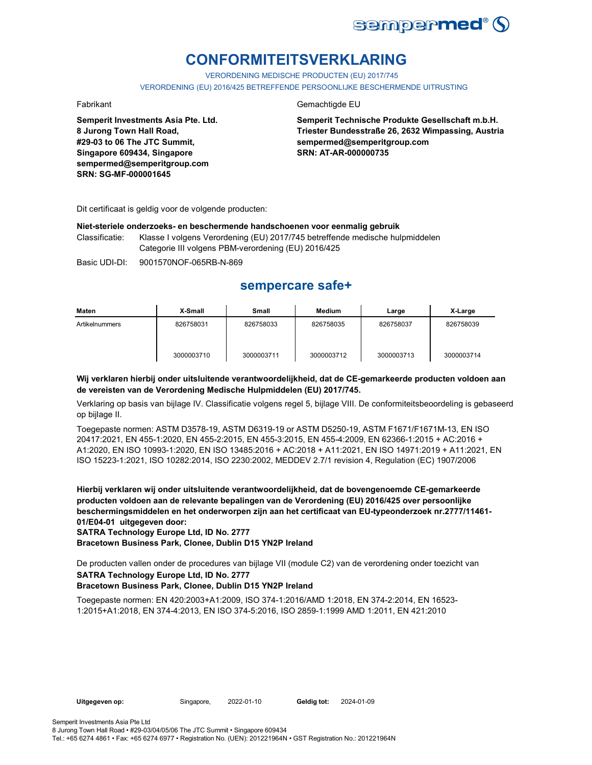# CONFORMITEITSVERKLARING

VERORDENING MEDISCHE PRODUCTEN (EU) 2017/745

VERORDENING (EU) 2016/425 BETREFFENDE PERSOONLIJKE BESCHERMENDE UITRUSTING

Fabrikant

**Semperit Investments Asia Pte. Ltd.**
**8 Jurong Town Hall Road,**
**#29-03 to 06 The JTC Summit,**
**Singapore 609434, Singapore**
**sempermed@semperitgroup.com**
**SRN: SG-MF-000001645**

Gemachtigde EU

**Semperit Technische Produkte Gesellschaft m.b.H.**
**Triester Bundesstraße 26, 2632 Wimpassing, Austria**
**sempermed@semperitgroup.com**
**SRN: AT-AR-000000735**

Dit certificaat is geldig voor de volgende producten:

**Niet-steriele onderzoeks- en beschermende handschoenen voor eenmalig gebruik**

Classificatie: Klasse I volgens Verordening (EU) 2017/745 betreffende medische hulpmiddelen
Categorie III volgens PBM-verordening (EU) 2016/425

Basic UDI-DI: 9001570NOF-065RB-N-869

## sempercare safe+

| Maten | X-Small | Small | Medium | Large | X-Large |
|---|---|---|---|---|---|
| Artikelnummers | 826758031 | 826758033 | 826758035 | 826758037 | 826758039 |
| | 3000003710 | 3000003711 | 3000003712 | 3000003713 | 3000003714 |

**Wij verklaren hierbij onder uitsluitende verantwoordelijkheid, dat de CE-gemarkeerde producten voldoen aan de vereisten van de Verordening Medische Hulpmiddelen (EU) 2017/745.**

Verklaring op basis van bijlage IV. Classificatie volgens regel 5, bijlage VIII. De conformiteitsbeoordeling is gebaseerd op bijlage II.

Toegepaste normen: ASTM D3578-19, ASTM D6319-19 or ASTM D5250-19, ASTM F1671/F1671M-13, EN ISO 20417:2021, EN 455-1:2020, EN 455-2:2015, EN 455-3:2015, EN 455-4:2009, EN 62366-1:2015 + AC:2016 + A1:2020, EN ISO 10993-1:2020, EN ISO 13485:2016 + AC:2018 + A11:2021, EN ISO 14971:2019 + A11:2021, EN ISO 15223-1:2021, ISO 10282:2014, ISO 2230:2002, MEDDEV 2.7/1 revision 4, Regulation (EC) 1907/2006

**Hierbij verklaren wij onder uitsluitende verantwoordelijkheid, dat de bovengenoemde CE-gemarkeerde producten voldoen aan de relevante bepalingen van de Verordening (EU) 2016/425 over persoonlijke beschermingsmiddelen en het onderworpen zijn aan het certificaat van EU-typeonderzoek nr.2777/11461-01/E04-01 uitgegeven door:**
**SATRA Technology Europe Ltd, ID No. 2777**
**Bracetown Business Park, Clonee, Dublin D15 YN2P Ireland**

De producten vallen onder de procedures van bijlage VII (module C2) van de verordening onder toezicht van
**SATRA Technology Europe Ltd, ID No. 2777**
**Bracetown Business Park, Clonee, Dublin D15 YN2P Ireland**

Toegepaste normen: EN 420:2003+A1:2009, ISO 374-1:2016/AMD 1:2018, EN 374-2:2014, EN 16523-1:2015+A1:2018, EN 374-4:2013, EN ISO 374-5:2016, ISO 2859-1:1999 AMD 1:2011, EN 421:2010

**Uitgegeven op:** Singapore, 2022-01-10 **Geldig tot:** 2024-01-09

Semperit Investments Asia Pte Ltd
8 Jurong Town Hall Road • #29-03/04/05/06 The JTC Summit • Singapore 609434
Tel.: +65 6274 4861 • Fax: +65 6274 6977 • Registration No. (UEN): 201221964N • GST Registration No.: 201221964N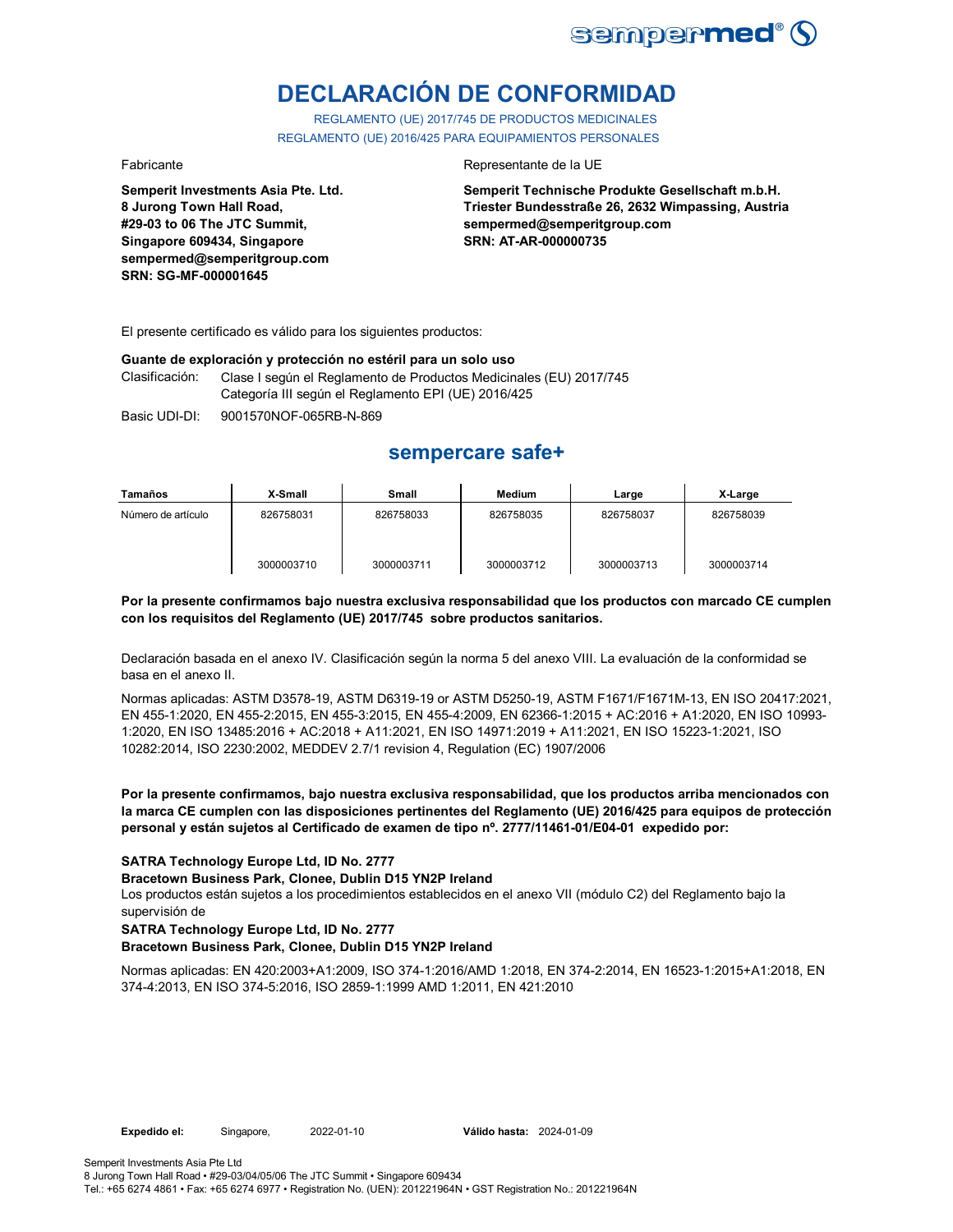# DECLARACIÓN DE CONFORMIDAD

REGLAMENTO (UE) 2017/745 DE PRODUCTOS MEDICINALES
REGLAMENTO (UE) 2016/425 PARA EQUIPAMIENTOS PERSONALES

Fabricante

**Semperit Investments Asia Pte. Ltd.**
**8 Jurong Town Hall Road,**
**#29-03 to 06 The JTC Summit,**
**Singapore 609434, Singapore**
**sempermed@semperitgroup.com**
**SRN: SG-MF-000001645**

Representante de la UE

**Semperit Technische Produkte Gesellschaft m.b.H.**
**Triester Bundesstraße 26, 2632 Wimpassing, Austria**
**sempermed@semperitgroup.com**
**SRN: AT-AR-000000735**

El presente certificado es válido para los siguientes productos:

**Guante de exploración y protección no estéril para un solo uso**

Clasificación: Clase I según el Reglamento de Productos Medicinales (EU) 2017/745
Categoría III según el Reglamento EPI (UE) 2016/425

Basic UDI-DI: 9001570NOF-065RB-N-869

## sempercare safe+

| Tamaños | X-Small | Small | Medium | Large | X-Large |
|---|---|---|---|---|---|
| Número de artículo | 826758031<br>3000003710 | 826758033<br>3000003711 | 826758035<br>3000003712 | 826758037<br>3000003713 | 826758039<br>3000003714 |

**Por la presente confirmamos bajo nuestra exclusiva responsabilidad que los productos con marcado CE cumplen con los requisitos del Reglamento (UE) 2017/745 sobre productos sanitarios.**

Declaración basada en el anexo IV. Clasificación según la norma 5 del anexo VIII. La evaluación de la conformidad se basa en el anexo II.

Normas aplicadas: ASTM D3578-19, ASTM D6319-19 or ASTM D5250-19, ASTM F1671/F1671M-13, EN ISO 20417:2021, EN 455-1:2020, EN 455-2:2015, EN 455-3:2015, EN 455-4:2009, EN 62366-1:2015 + AC:2016 + A1:2020, EN ISO 10993-1:2020, EN ISO 13485:2016 + AC:2018 + A11:2021, EN ISO 14971:2019 + A11:2021, EN ISO 15223-1:2021, ISO 10282:2014, ISO 2230:2002, MEDDEV 2.7/1 revision 4, Regulation (EC) 1907/2006

**Por la presente confirmamos, bajo nuestra exclusiva responsabilidad, que los productos arriba mencionados con la marca CE cumplen con las disposiciones pertinentes del Reglamento (UE) 2016/425 para equipos de protección personal y están sujetos al Certificado de examen de tipo nº. 2777/11461-01/E04-01 expedido por:**

**SATRA Technology Europe Ltd, ID No. 2777**
**Bracetown Business Park, Clonee, Dublin D15 YN2P Ireland**
Los productos están sujetos a los procedimientos establecidos en el anexo VII (módulo C2) del Reglamento bajo la supervisión de
**SATRA Technology Europe Ltd, ID No. 2777**
**Bracetown Business Park, Clonee, Dublin D15 YN2P Ireland**

Normas aplicadas: EN 420:2003+A1:2009, ISO 374-1:2016/AMD 1:2018, EN 374-2:2014, EN 16523-1:2015+A1:2018, EN 374-4:2013, EN ISO 374-5:2016, ISO 2859-1:1999 AMD 1:2011, EN 421:2010

**Expedido el:** Singapore, 2022-01-10 **Válido hasta:** 2024-01-09

Semperit Investments Asia Pte Ltd
8 Jurong Town Hall Road • #29-03/04/05/06 The JTC Summit • Singapore 609434
Tel.: +65 6274 4861 • Fax: +65 6274 6977 • Registration No. (UEN): 201221964N • GST Registration No.: 201221964N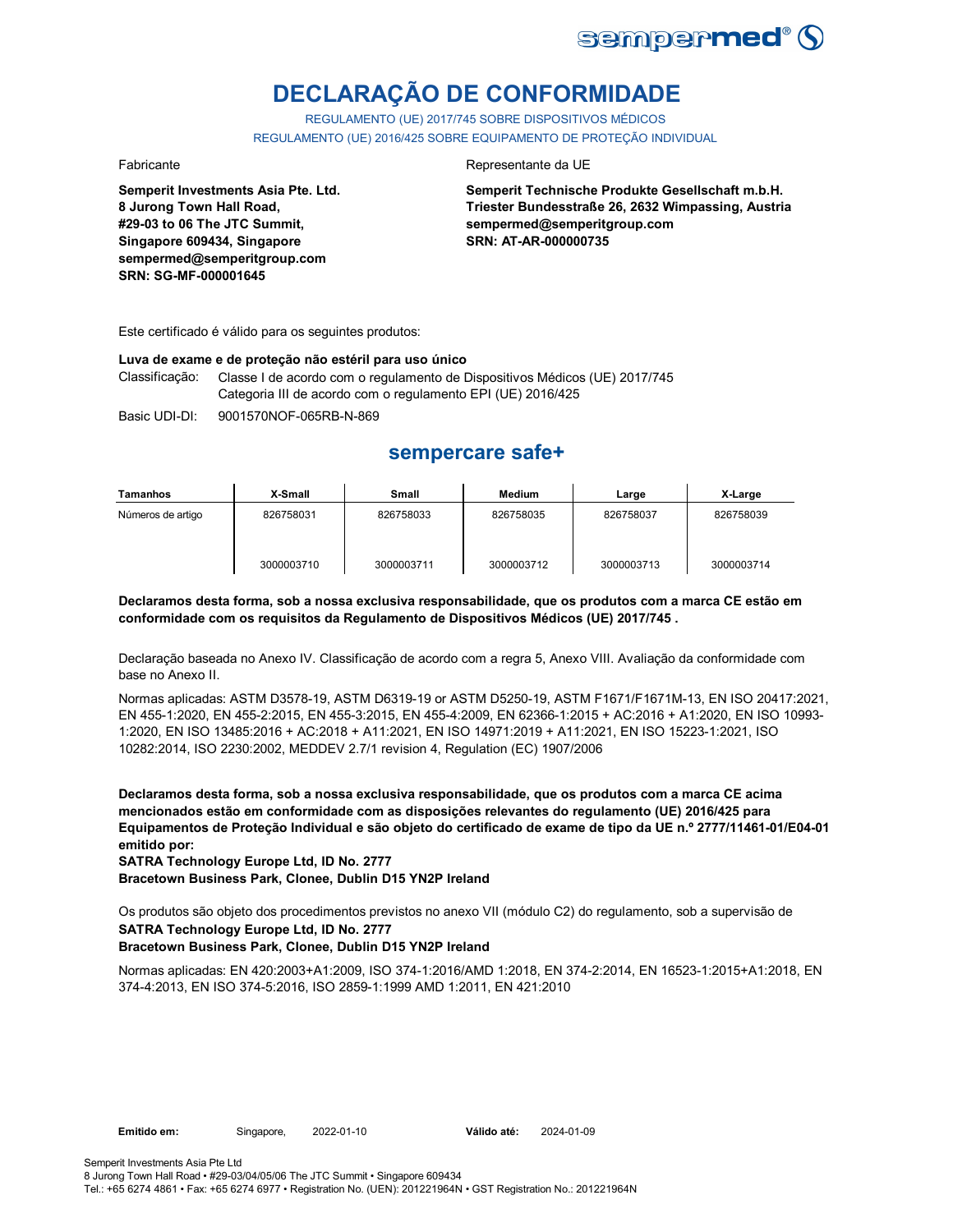# DECLARAÇÃO DE CONFORMIDADE

REGULAMENTO (UE) 2017/745 SOBRE DISPOSITIVOS MÉDICOS
REGULAMENTO (UE) 2016/425 SOBRE EQUIPAMENTO DE PROTEÇÃO INDIVIDUAL

Fabricante

**Semperit Investments Asia Pte. Ltd.**
**8 Jurong Town Hall Road,**
**#29-03 to 06 The JTC Summit,**
**Singapore 609434, Singapore**
**sempermed@semperitgroup.com**
**SRN: SG-MF-000001645**

Representante da UE

**Semperit Technische Produkte Gesellschaft m.b.H.**
**Triester Bundesstraße 26, 2632 Wimpassing, Austria**
**sempermed@semperitgroup.com**
**SRN: AT-AR-000000735**

Este certificado é válido para os seguintes produtos:

**Luva de exame e de proteção não estéril para uso único**

Classificação: Classe I de acordo com o regulamento de Dispositivos Médicos (UE) 2017/745
Categoria III de acordo com o regulamento EPI (UE) 2016/425

Basic UDI-DI: 9001570NOF-065RB-N-869

## sempercare safe+

| Tamanhos | X-Small | Small | Medium | Large | X-Large |
|---|---|---|---|---|---|
| Números de artigo | 826758031 | 826758033 | 826758035 | 826758037 | 826758039 |
| | 3000003710 | 3000003711 | 3000003712 | 3000003713 | 3000003714 |

**Declaramos desta forma, sob a nossa exclusiva responsabilidade, que os produtos com a marca CE estão em conformidade com os requisitos da Regulamento de Dispositivos Médicos (UE) 2017/745 .**

Declaração baseada no Anexo IV. Classificação de acordo com a regra 5, Anexo VIII. Avaliação da conformidade com base no Anexo II.

Normas aplicadas: ASTM D3578-19, ASTM D6319-19 or ASTM D5250-19, ASTM F1671/F1671M-13, EN ISO 20417:2021, EN 455-1:2020, EN 455-2:2015, EN 455-3:2015, EN 455-4:2009, EN 62366-1:2015 + AC:2016 + A1:2020, EN ISO 10993-1:2020, EN ISO 13485:2016 + AC:2018 + A11:2021, EN ISO 14971:2019 + A11:2021, EN ISO 15223-1:2021, ISO 10282:2014, ISO 2230:2002, MEDDEV 2.7/1 revision 4, Regulation (EC) 1907/2006

**Declaramos desta forma, sob a nossa exclusiva responsabilidade, que os produtos com a marca CE acima mencionados estão em conformidade com as disposições relevantes do regulamento (UE) 2016/425 para Equipamentos de Proteção Individual e são objeto do certificado de exame de tipo da UE n.º 2777/11461-01/E04-01 emitido por:**
**SATRA Technology Europe Ltd, ID No. 2777**
**Bracetown Business Park, Clonee, Dublin D15 YN2P Ireland**

Os produtos são objeto dos procedimentos previstos no anexo VII (módulo C2) do regulamento, sob a supervisão de
**SATRA Technology Europe Ltd, ID No. 2777**
**Bracetown Business Park, Clonee, Dublin D15 YN2P Ireland**

Normas aplicadas: EN 420:2003+A1:2009, ISO 374-1:2016/AMD 1:2018, EN 374-2:2014, EN 16523-1:2015+A1:2018, EN 374-4:2013, EN ISO 374-5:2016, ISO 2859-1:1999 AMD 1:2011, EN 421:2010

**Emitido em:** Singapore, 2022-01-10 **Válido até:** 2024-01-09

Semperit Investments Asia Pte Ltd
8 Jurong Town Hall Road • #29-03/04/05/06 The JTC Summit • Singapore 609434
Tel.: +65 6274 4861 • Fax: +65 6274 6977 • Registration No. (UEN): 201221964N • GST Registration No.: 201221964N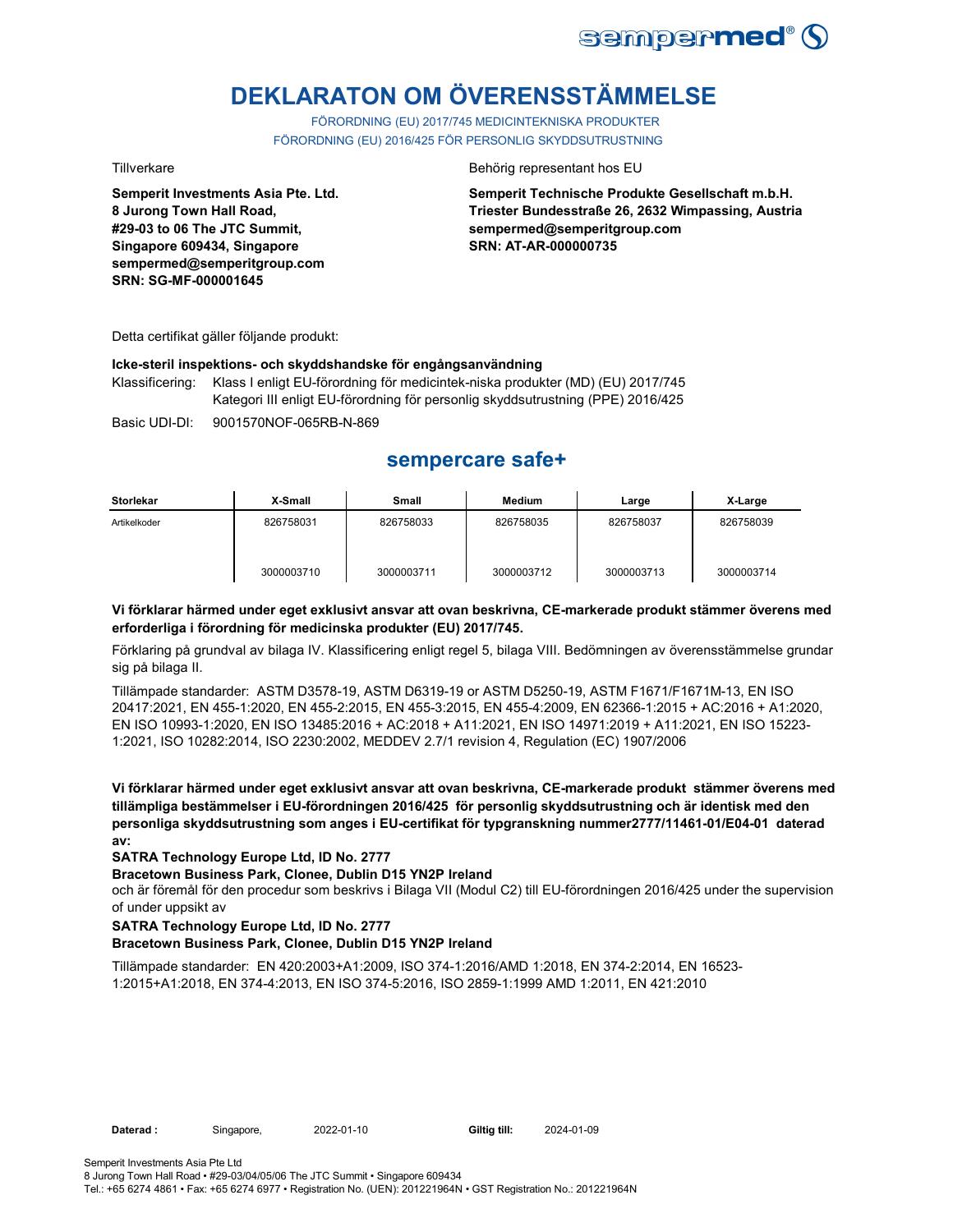# DEKLARATON OM ÖVERENSSTÄMMELSE

FÖRORDNING (EU) 2017/745 MEDICINTEKNISKA PRODUKTER
FÖRORDNING (EU) 2016/425 FÖR PERSONLIG SKYDDSUTRUSTNING

Tillverkare

**Semperit Investments Asia Pte. Ltd.**
**8 Jurong Town Hall Road,**
**#29-03 to 06 The JTC Summit,**
**Singapore 609434, Singapore**
**sempermed@semperitgroup.com**
**SRN: SG-MF-000001645**

Behörig representant hos EU

**Semperit Technische Produkte Gesellschaft m.b.H.**
**Triester Bundesstraße 26, 2632 Wimpassing, Austria**
**sempermed@semperitgroup.com**
**SRN: AT-AR-000000735**

Detta certifikat gäller följande produkt:

**Icke-steril inspektions- och skyddshandske för engångsanvändning**

Klassificering: Klass I enligt EU-förordning för medicintek-niska produkter (MD) (EU) 2017/745
Kategori III enligt EU-förordning för personlig skyddsutrustning (PPE) 2016/425

Basic UDI-DI: 9001570NOF-065RB-N-869

## sempercare safe+

| Storlekar | X-Small | Small | Medium | Large | X-Large |
|---|---|---|---|---|---|
| Artikelkoder | 826758031 | 826758033 | 826758035 | 826758037 | 826758039 |
| | 3000003710 | 3000003711 | 3000003712 | 3000003713 | 3000003714 |

**Vi förklarar härmed under eget exklusivt ansvar att ovan beskrivna, CE-markerade produkt stämmer överens med erforderliga i förordning för medicinska produkter (EU) 2017/745.**

Förklaring på grundval av bilaga IV. Klassificering enligt regel 5, bilaga VIII. Bedömningen av överensstämmelse grundar sig på bilaga II.

Tillämpade standarder: ASTM D3578-19, ASTM D6319-19 or ASTM D5250-19, ASTM F1671/F1671M-13, EN ISO 20417:2021, EN 455-1:2020, EN 455-2:2015, EN 455-3:2015, EN 455-4:2009, EN 62366-1:2015 + AC:2016 + A1:2020, EN ISO 10993-1:2020, EN ISO 13485:2016 + AC:2018 + A11:2021, EN ISO 14971:2019 + A11:2021, EN ISO 15223-1:2021, ISO 10282:2014, ISO 2230:2002, MEDDEV 2.7/1 revision 4, Regulation (EC) 1907/2006

**Vi förklarar härmed under eget exklusivt ansvar att ovan beskrivna, CE-markerade produkt stämmer överens med tillämpliga bestämmelser i EU-förordningen 2016/425 för personlig skyddsutrustning och är identisk med den personliga skyddsutrustning som anges i EU-certifikat för typgranskning nummer2777/11461-01/E04-01 daterad av:**

**SATRA Technology Europe Ltd, ID No. 2777**

**Bracetown Business Park, Clonee, Dublin D15 YN2P Ireland**

och är föremål för den procedur som beskrivs i Bilaga VII (Modul C2) till EU-förordningen 2016/425 under the supervision of under uppsikt av

**SATRA Technology Europe Ltd, ID No. 2777**

**Bracetown Business Park, Clonee, Dublin D15 YN2P Ireland**

Tillämpade standarder: EN 420:2003+A1:2009, ISO 374-1:2016/AMD 1:2018, EN 374-2:2014, EN 16523-1:2015+A1:2018, EN 374-4:2013, EN ISO 374-5:2016, ISO 2859-1:1999 AMD 1:2011, EN 421:2010

**Daterad :** Singapore, 2022-01-10 **Giltig till:** 2024-01-09

Semperit Investments Asia Pte Ltd
8 Jurong Town Hall Road • #29-03/04/05/06 The JTC Summit • Singapore 609434
Tel.: +65 6274 4861 • Fax: +65 6274 6977 • Registration No. (UEN): 201221964N • GST Registration No.: 201221964N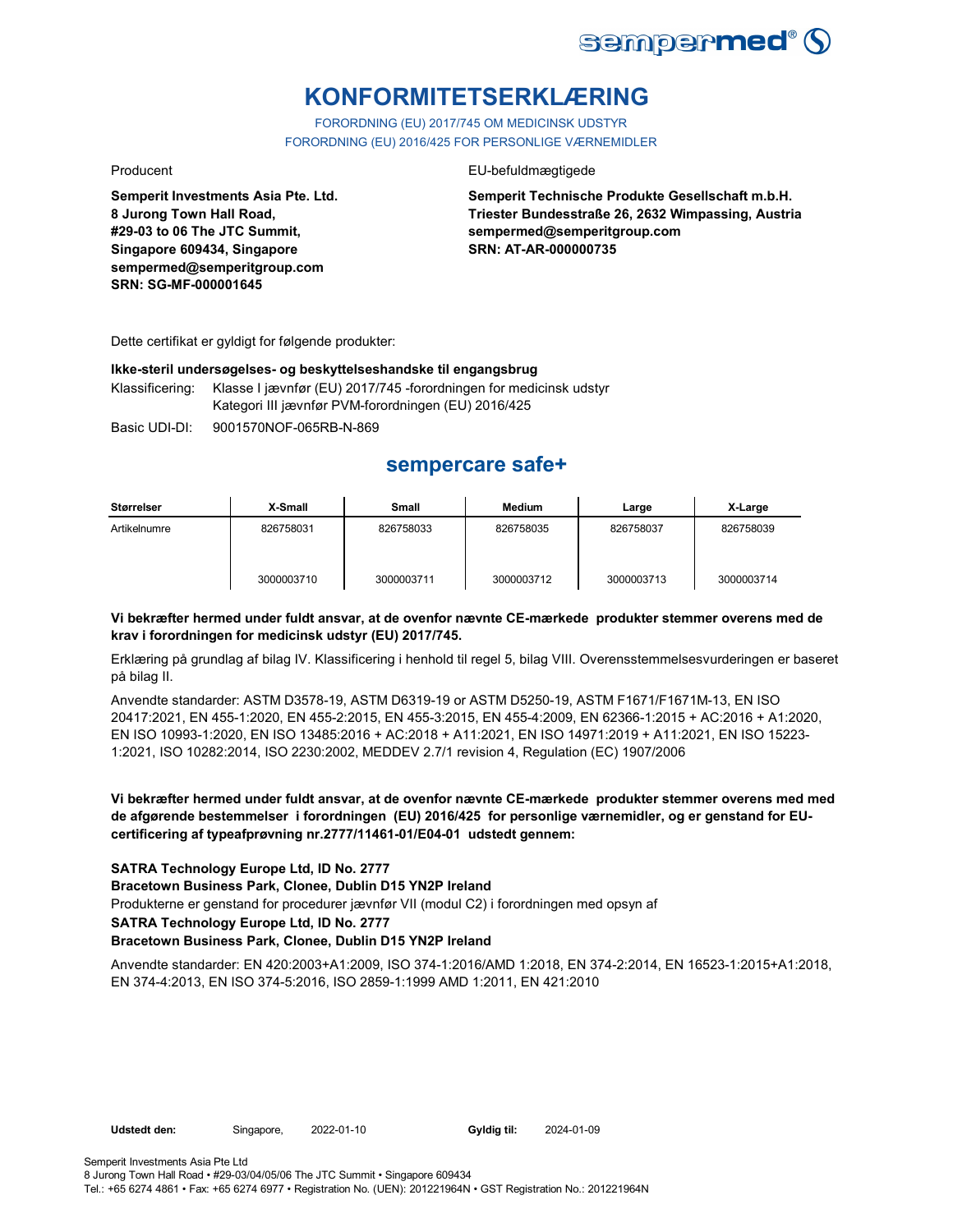# KONFORMITETSERKLÆRING

FORORDNING (EU) 2017/745 OM MEDICINSK UDSTYR
FORORDNING (EU) 2016/425 FOR PERSONLIGE VÆRNEMIDLER

Producent

**Semperit Investments Asia Pte. Ltd.**
**8 Jurong Town Hall Road,**
**#29-03 to 06 The JTC Summit,**
**Singapore 609434, Singapore**
**sempermed@semperitgroup.com**
**SRN: SG-MF-000001645**

EU-befuldmægtigede

**Semperit Technische Produkte Gesellschaft m.b.H.**
**Triester Bundesstraße 26, 2632 Wimpassing, Austria**
**sempermed@semperitgroup.com**
**SRN: AT-AR-000000735**

Dette certifikat er gyldigt for følgende produkter:

**Ikke-steril undersøgelses- og beskyttelseshandske til engangsbrug**

Klassificering: Klasse I jævnfør (EU) 2017/745 -forordningen for medicinsk udstyr
Kategori III jævnfør PVM-forordningen (EU) 2016/425

Basic UDI-DI: 9001570NOF-065RB-N-869

## sempercare safe+

| Størrelser | X-Small | Small | Medium | Large | X-Large |
|---|---|---|---|---|---|
| Artikelnumre | 826758031 | 826758033 | 826758035 | 826758037 | 826758039 |
| | 3000003710 | 3000003711 | 3000003712 | 3000003713 | 3000003714 |

**Vi bekræfter hermed under fuldt ansvar, at de ovenfor nævnte CE-mærkede produkter stemmer overens med de krav i forordningen for medicinsk udstyr (EU) 2017/745.**

Erklæring på grundlag af bilag IV. Klassificering i henhold til regel 5, bilag VIII. Overensstemmelsesvurderingen er baseret på bilag II.

Anvendte standarder: ASTM D3578-19, ASTM D6319-19 or ASTM D5250-19, ASTM F1671/F1671M-13, EN ISO 20417:2021, EN 455-1:2020, EN 455-2:2015, EN 455-3:2015, EN 455-4:2009, EN 62366-1:2015 + AC:2016 + A1:2020, EN ISO 10993-1:2020, EN ISO 13485:2016 + AC:2018 + A11:2021, EN ISO 14971:2019 + A11:2021, EN ISO 15223-1:2021, ISO 10282:2014, ISO 2230:2002, MEDDEV 2.7/1 revision 4, Regulation (EC) 1907/2006

**Vi bekræfter hermed under fuldt ansvar, at de ovenfor nævnte CE-mærkede produkter stemmer overens med med de afgørende bestemmelser i forordningen (EU) 2016/425 for personlige værnemidler, og er genstand for EU-certificering af typeafprøvning nr.2777/11461-01/E04-01 udstedt gennem:**

**SATRA Technology Europe Ltd, ID No. 2777**
**Bracetown Business Park, Clonee, Dublin D15 YN2P Ireland**
Produkterne er genstand for procedurer jævnfør VII (modul C2) i forordningen med opsyn af
**SATRA Technology Europe Ltd, ID No. 2777**
**Bracetown Business Park, Clonee, Dublin D15 YN2P Ireland**

Anvendte standarder: EN 420:2003+A1:2009, ISO 374-1:2016/AMD 1:2018, EN 374-2:2014, EN 16523-1:2015+A1:2018, EN 374-4:2013, EN ISO 374-5:2016, ISO 2859-1:1999 AMD 1:2011, EN 421:2010

**Udstedt den:** Singapore, 2022-01-10 **Gyldig til:** 2024-01-09

Semperit Investments Asia Pte Ltd
8 Jurong Town Hall Road • #29-03/04/05/06 The JTC Summit • Singapore 609434
Tel.: +65 6274 4861 • Fax: +65 6274 6977 • Registration No. (UEN): 201221964N • GST Registration No.: 201221964N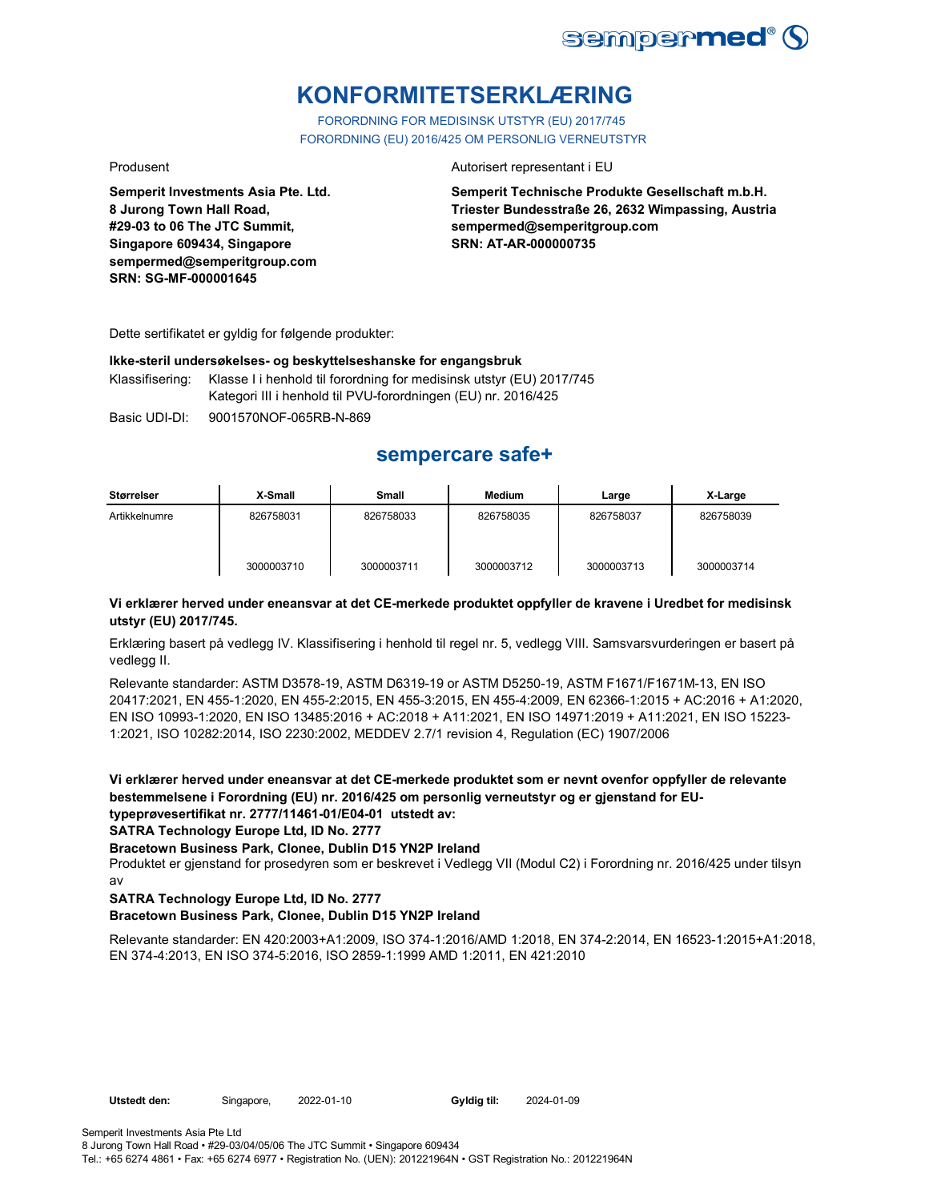# KONFORMITETSERKLÆRING

FORORDNING FOR MEDISINSK UTSTYR (EU) 2017/745
FORORDNING (EU) 2016/425 OM PERSONLIG VERNEUTSTYR

Produsent

**Semperit Investments Asia Pte. Ltd.**
**8 Jurong Town Hall Road,**
**#29-03 to 06 The JTC Summit,**
**Singapore 609434, Singapore**
**sempermed@semperitgroup.com**
**SRN: SG-MF-000001645**

Autorisert representant i EU

**Semperit Technische Produkte Gesellschaft m.b.H.**
**Triester Bundesstraße 26, 2632 Wimpassing, Austria**
**sempermed@semperitgroup.com**
**SRN: AT-AR-000000735**

Dette sertifikatet er gyldig for følgende produkter:

**Ikke-steril undersøkelses- og beskyttelseshanske for engangsbruk**

Klassifisering: Klasse I i henhold til forordning for medisinsk utstyr (EU) 2017/745
Kategori III i henhold til PVU-forordningen (EU) nr. 2016/425

Basic UDI-DI: 9001570NOF-065RB-N-869

## sempercare safe+

| Størrelser | X-Small | Small | Medium | Large | X-Large |
|---|---|---|---|---|---|
| Artikkelnumre | 826758031<br><br>3000003710 | 826758033<br><br>3000003711 | 826758035<br><br>3000003712 | 826758037<br><br>3000003713 | 826758039<br><br>3000003714 |

**Vi erklærer herved under eneansvar at det CE-merkede produktet oppfyller de kravene i Uredbet for medisinsk utstyr (EU) 2017/745.**

Erklæring basert på vedlegg IV. Klassifisering i henhold til regel nr. 5, vedlegg VIII. Samsvarsvurderingen er basert på vedlegg II.

Relevante standarder: ASTM D3578-19, ASTM D6319-19 or ASTM D5250-19, ASTM F1671/F1671M-13, EN ISO 20417:2021, EN 455-1:2020, EN 455-2:2015, EN 455-3:2015, EN 455-4:2009, EN 62366-1:2015 + AC:2016 + A1:2020, EN ISO 10993-1:2020, EN ISO 13485:2016 + AC:2018 + A11:2021, EN ISO 14971:2019 + A11:2021, EN ISO 15223-1:2021, ISO 10282:2014, ISO 2230:2002, MEDDEV 2.7/1 revision 4, Regulation (EC) 1907/2006

**Vi erklærer herved under eneansvar at det CE-merkede produktet som er nevnt ovenfor oppfyller de relevante bestemmelsene i Forordning (EU) nr. 2016/425 om personlig verneutstyr og er gjenstand for EU-typeprøvesertifikat nr. 2777/11461-01/E04-01 utstedt av:**

**SATRA Technology Europe Ltd, ID No. 2777**

**Bracetown Business Park, Clonee, Dublin D15 YN2P Ireland**

Produktet er gjenstand for prosedyren som er beskrevet i Vedlegg VII (Modul C2) i Forordning nr. 2016/425 under tilsyn av

**SATRA Technology Europe Ltd, ID No. 2777**

**Bracetown Business Park, Clonee, Dublin D15 YN2P Ireland**

Relevante standarder: EN 420:2003+A1:2009, ISO 374-1:2016/AMD 1:2018, EN 374-2:2014, EN 16523-1:2015+A1:2018, EN 374-4:2013, EN ISO 374-5:2016, ISO 2859-1:1999 AMD 1:2011, EN 421:2010

**Utstedt den:** Singapore, 2022-01-10 **Gyldig til:** 2024-01-09

Semperit Investments Asia Pte Ltd
8 Jurong Town Hall Road • #29-03/04/05/06 The JTC Summit • Singapore 609434
Tel.: +65 6274 4861 • Fax: +65 6274 6977 • Registration No. (UEN): 201221964N • GST Registration No.: 201221964N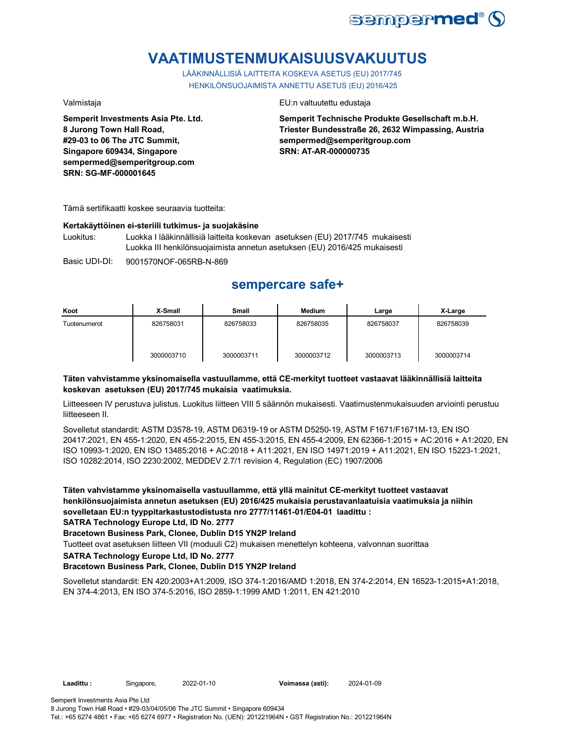# VAATIMUSTENMUKAISUUSVAKUUTUS

LÄÄKINNÄLLISIÄ LAITTEITA KOSKEVA ASETUS (EU) 2017/745
HENKILÖNSUOJAIMISTA ANNETTU ASETUS (EU) 2016/425

Valmistaja

**Semperit Investments Asia Pte. Ltd.**
**8 Jurong Town Hall Road,**
**#29-03 to 06 The JTC Summit,**
**Singapore 609434, Singapore**
**sempermed@semperitgroup.com**
**SRN: SG-MF-000001645**

EU:n valtuutettu edustaja

**Semperit Technische Produkte Gesellschaft m.b.H.**
**Triester Bundesstraße 26, 2632 Wimpassing, Austria**
**sempermed@semperitgroup.com**
**SRN: AT-AR-000000735**

Tämä sertifikaatti koskee seuraavia tuotteita:

**Kertakäyttöinen ei-steriili tutkimus- ja suojakäsine**

Luokitus: Luokka I lääkinnällisiä laitteita koskevan asetuksen (EU) 2017/745 mukaisesti
Luokka III henkilönsuojaimista annetun asetuksen (EU) 2016/425 mukaisesti

Basic UDI-DI: 9001570NOF-065RB-N-869

## sempercare safe+

| Koot | X-Small | Small | Medium | Large | X-Large |
|---|---|---|---|---|---|
| Tuotenumerot | 826758031<br>3000003710 | 826758033<br>3000003711 | 826758035<br>3000003712 | 826758037<br>3000003713 | 826758039<br>3000003714 |

**Täten vahvistamme yksinomaisella vastuullamme, että CE-merkityt tuotteet vastaavat lääkinnällisiä laitteita koskevan asetuksen (EU) 2017/745 mukaisia vaatimuksia.**

Liitteeseen IV perustuva julistus. Luokitus liitteen VIII 5 säännön mukaisesti. Vaatimustenmukaisuuden arviointi perustuu liitteeseen II.

Sovelletut standardit: ASTM D3578-19, ASTM D6319-19 or ASTM D5250-19, ASTM F1671/F1671M-13, EN ISO 20417:2021, EN 455-1:2020, EN 455-2:2015, EN 455-3:2015, EN 455-4:2009, EN 62366-1:2015 + AC:2016 + A1:2020, EN ISO 10993-1:2020, EN ISO 13485:2016 + AC:2018 + A11:2021, EN ISO 14971:2019 + A11:2021, EN ISO 15223-1:2021, ISO 10282:2014, ISO 2230:2002, MEDDEV 2.7/1 revision 4, Regulation (EC) 1907/2006

**Täten vahvistamme yksinomaisella vastuullamme, että yllä mainitut CE-merkityt tuotteet vastaavat henkilönsuojaimista annetun asetuksen (EU) 2016/425 mukaisia perustavanlaatuisia vaatimuksia ja niihin sovelletaan EU:n tyyppitarkastustodistusta nro 2777/11461-01/E04-01 laadittu :**
**SATRA Technology Europe Ltd, ID No. 2777**
**Bracetown Business Park, Clonee, Dublin D15 YN2P Ireland**

Tuotteet ovat asetuksen liitteen VII (moduuli C2) mukaisen menettelyn kohteena, valvonnan suorittaa

**SATRA Technology Europe Ltd, ID No. 2777**
**Bracetown Business Park, Clonee, Dublin D15 YN2P Ireland**

Sovelletut standardit: EN 420:2003+A1:2009, ISO 374-1:2016/AMD 1:2018, EN 374-2:2014, EN 16523-1:2015+A1:2018, EN 374-4:2013, EN ISO 374-5:2016, ISO 2859-1:1999 AMD 1:2011, EN 421:2010

**Laadittu :** Singapore, 2022-01-10 **Voimassa (asti):** 2024-01-09

Semperit Investments Asia Pte Ltd
8 Jurong Town Hall Road • #29-03/04/05/06 The JTC Summit • Singapore 609434
Tel.: +65 6274 4861 • Fax: +65 6274 6977 • Registration No. (UEN): 201221964N • GST Registration No.: 201221964N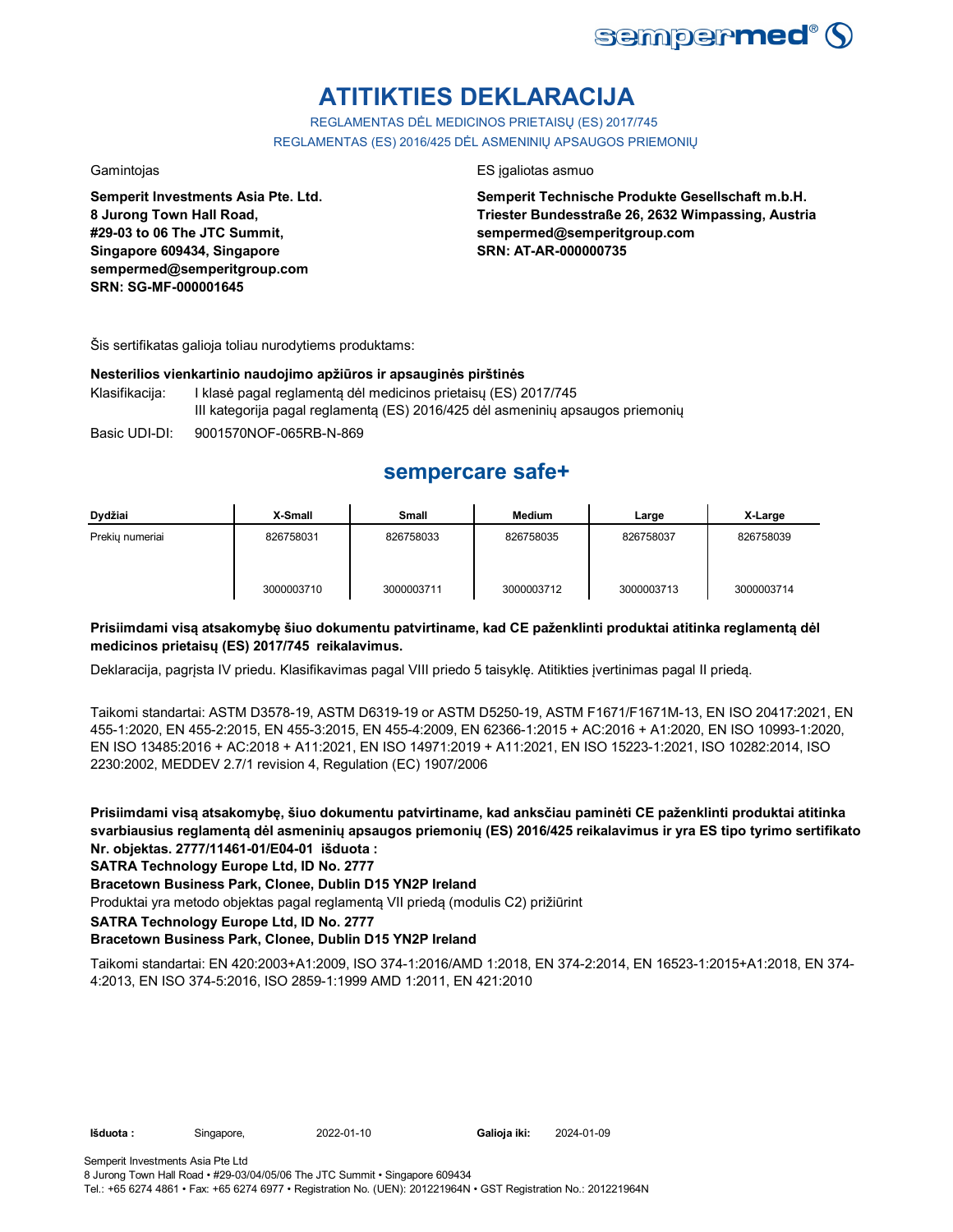# ATITIKTIES DEKLARACIJA

REGLAMENTAS DĖL MEDICINOS PRIETAISŲ (ES) 2017/745
REGLAMENTAS (ES) 2016/425 DĖL ASMENINIŲ APSAUGOS PRIEMONIŲ

Gamintojas

**Semperit Investments Asia Pte. Ltd.**
**8 Jurong Town Hall Road,**
**#29-03 to 06 The JTC Summit,**
**Singapore 609434, Singapore**
**sempermed@semperitgroup.com**
**SRN: SG-MF-000001645**

ES įgaliotas asmuo

**Semperit Technische Produkte Gesellschaft m.b.H.**
**Triester Bundesstraße 26, 2632 Wimpassing, Austria**
**sempermed@semperitgroup.com**
**SRN: AT-AR-000000735**

Šis sertifikatas galioja toliau nurodytiems produktams:

**Nesterilios vienkartinio naudojimo apžiūros ir apsauginės pirštinės**

Klasifikacija: I klasė pagal reglamentą dėl medicinos prietaisų (ES) 2017/745
III kategorija pagal reglamentą (ES) 2016/425 dėl asmeninių apsaugos priemonių

Basic UDI-DI: 9001570NOF-065RB-N-869

## sempercare safe+

| Dydžiai | X-Small | Small | Medium | Large | X-Large |
|---|---|---|---|---|---|
| Prekių numeriai | 826758031<br><br>3000003710 | 826758033<br><br>3000003711 | 826758035<br><br>3000003712 | 826758037<br><br>3000003713 | 826758039<br><br>3000003714 |

**Prisiimdami visą atsakomybę šiuo dokumentu patvirtiname, kad CE paženklinti produktai atitinka reglamentą dėl medicinos prietaisų (ES) 2017/745 reikalavimus.**

Deklaracija, pagrįsta IV priedu. Klasifikavimas pagal VIII priedo 5 taisyklę. Atitikties įvertinimas pagal II priedą.

Taikomi standartai: ASTM D3578-19, ASTM D6319-19 or ASTM D5250-19, ASTM F1671/F1671M-13, EN ISO 20417:2021, EN 455-1:2020, EN 455-2:2015, EN 455-3:2015, EN 455-4:2009, EN 62366-1:2015 + AC:2016 + A1:2020, EN ISO 10993-1:2020, EN ISO 13485:2016 + AC:2018 + A11:2021, EN ISO 14971:2019 + A11:2021, EN ISO 15223-1:2021, ISO 10282:2014, ISO 2230:2002, MEDDEV 2.7/1 revision 4, Regulation (EC) 1907/2006

**Prisiimdami visą atsakomybę, šiuo dokumentu patvirtiname, kad anksčiau paminėti CE paženklinti produktai atitinka svarbiausius reglamentą dėl asmeninių apsaugos priemonių (ES) 2016/425 reikalavimus ir yra ES tipo tyrimo sertifikato Nr. objektas. 2777/11461-01/E04-01 išduota :**

**SATRA Technology Europe Ltd, ID No. 2777**

**Bracetown Business Park, Clonee, Dublin D15 YN2P Ireland**

Produktai yra metodo objektas pagal reglamentą VII priedą (modulis C2) prižiūrint

**SATRA Technology Europe Ltd, ID No. 2777**

**Bracetown Business Park, Clonee, Dublin D15 YN2P Ireland**

Taikomi standartai: EN 420:2003+A1:2009, ISO 374-1:2016/AMD 1:2018, EN 374-2:2014, EN 16523-1:2015+A1:2018, EN 374-4:2013, EN ISO 374-5:2016, ISO 2859-1:1999 AMD 1:2011, EN 421:2010

**Išduota :** Singapore, 2022-01-10 **Galioja iki:** 2024-01-09

Semperit Investments Asia Pte Ltd
8 Jurong Town Hall Road • #29-03/04/05/06 The JTC Summit • Singapore 609434
Tel.: +65 6274 4861 • Fax: +65 6274 6977 • Registration No. (UEN): 201221964N • GST Registration No.: 201221964N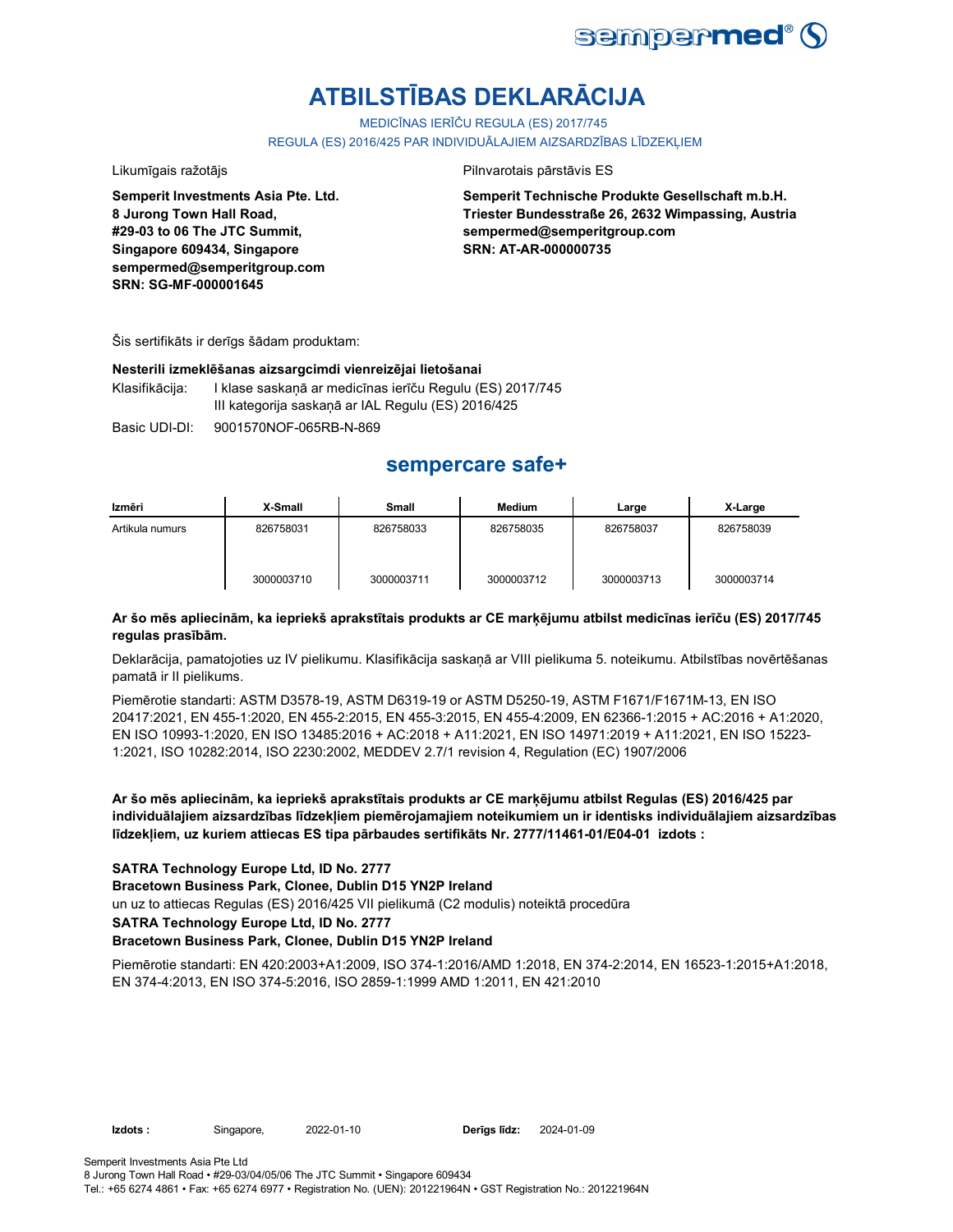# ATBILSTĪBAS DEKLARĀCIJA

MEDICĪNAS IERĪČU REGULA (ES) 2017/745

REGULA (ES) 2016/425 PAR INDIVIDUĀLAJIEM AIZSARDZĪBAS LĪDZEKĻIEM

Likumīgais ražotājs

**Semperit Investments Asia Pte. Ltd.**
**8 Jurong Town Hall Road,**
**#29-03 to 06 The JTC Summit,**
**Singapore 609434, Singapore**
**sempermed@semperitgroup.com**
**SRN: SG-MF-000001645**

Pilnvarotais pārstāvis ES

**Semperit Technische Produkte Gesellschaft m.b.H.**
**Triester Bundesstraße 26, 2632 Wimpassing, Austria**
**sempermed@semperitgroup.com**
**SRN: AT-AR-000000735**

Šis sertifikāts ir derīgs šādam produktam:

**Nesterili izmeklēšanas aizsargcimdi vienreizējai lietošanai**

Klasifikācija: I klase saskaņā ar medicīnas ierīču Regulu (ES) 2017/745
III kategorija saskaņā ar IAL Regulu (ES) 2016/425

Basic UDI-DI: 9001570NOF-065RB-N-869

## sempercare safe+

| Izmēri | X-Small | Small | Medium | Large | X-Large |
|---|---|---|---|---|---|
| Artikula numurs | 826758031 | 826758033 | 826758035 | 826758037 | 826758039 |
| | 3000003710 | 3000003711 | 3000003712 | 3000003713 | 3000003714 |

**Ar šo mēs apliecinām, ka iepriekš aprakstītais produkts ar CE marķējumu atbilst medicīnas ierīču (ES) 2017/745 regulas prasībām.**

Deklarācija, pamatojoties uz IV pielikumu. Klasifikācija saskaņā ar VIII pielikuma 5. noteikumu. Atbilstības novērtēšanas pamatā ir II pielikums.

Piemērotie standarti: ASTM D3578-19, ASTM D6319-19 or ASTM D5250-19, ASTM F1671/F1671M-13, EN ISO 20417:2021, EN 455-1:2020, EN 455-2:2015, EN 455-3:2015, EN 455-4:2009, EN 62366-1:2015 + AC:2016 + A1:2020, EN ISO 10993-1:2020, EN ISO 13485:2016 + AC:2018 + A11:2021, EN ISO 14971:2019 + A11:2021, EN ISO 15223-1:2021, ISO 10282:2014, ISO 2230:2002, MEDDEV 2.7/1 revision 4, Regulation (EC) 1907/2006

**Ar šo mēs apliecinām, ka iepriekš aprakstītais produkts ar CE marķējumu atbilst Regulas (ES) 2016/425 par individuālajiem aizsardzības līdzekļiem piemērojamajiem noteikumiem un ir identisks individuālajiem aizsardzības līdzekļiem, uz kuriem attiecas ES tipa pārbaudes sertifikāts Nr. 2777/11461-01/E04-01 izdots :**

**SATRA Technology Europe Ltd, ID No. 2777**
**Bracetown Business Park, Clonee, Dublin D15 YN2P Ireland**
un uz to attiecas Regulas (ES) 2016/425 VII pielikumā (C2 modulis) noteiktā procedūra
**SATRA Technology Europe Ltd, ID No. 2777**
**Bracetown Business Park, Clonee, Dublin D15 YN2P Ireland**

Piemērotie standarti: EN 420:2003+A1:2009, ISO 374-1:2016/AMD 1:2018, EN 374-2:2014, EN 16523-1:2015+A1:2018, EN 374-4:2013, EN ISO 374-5:2016, ISO 2859-1:1999 AMD 1:2011, EN 421:2010

**Izdots :** Singapore, 2022-01-10 **Derīgs līdz:** 2024-01-09

Semperit Investments Asia Pte Ltd
8 Jurong Town Hall Road • #29-03/04/05/06 The JTC Summit • Singapore 609434
Tel.: +65 6274 4861 • Fax: +65 6274 6977 • Registration No. (UEN): 201221964N • GST Registration No.: 201221964N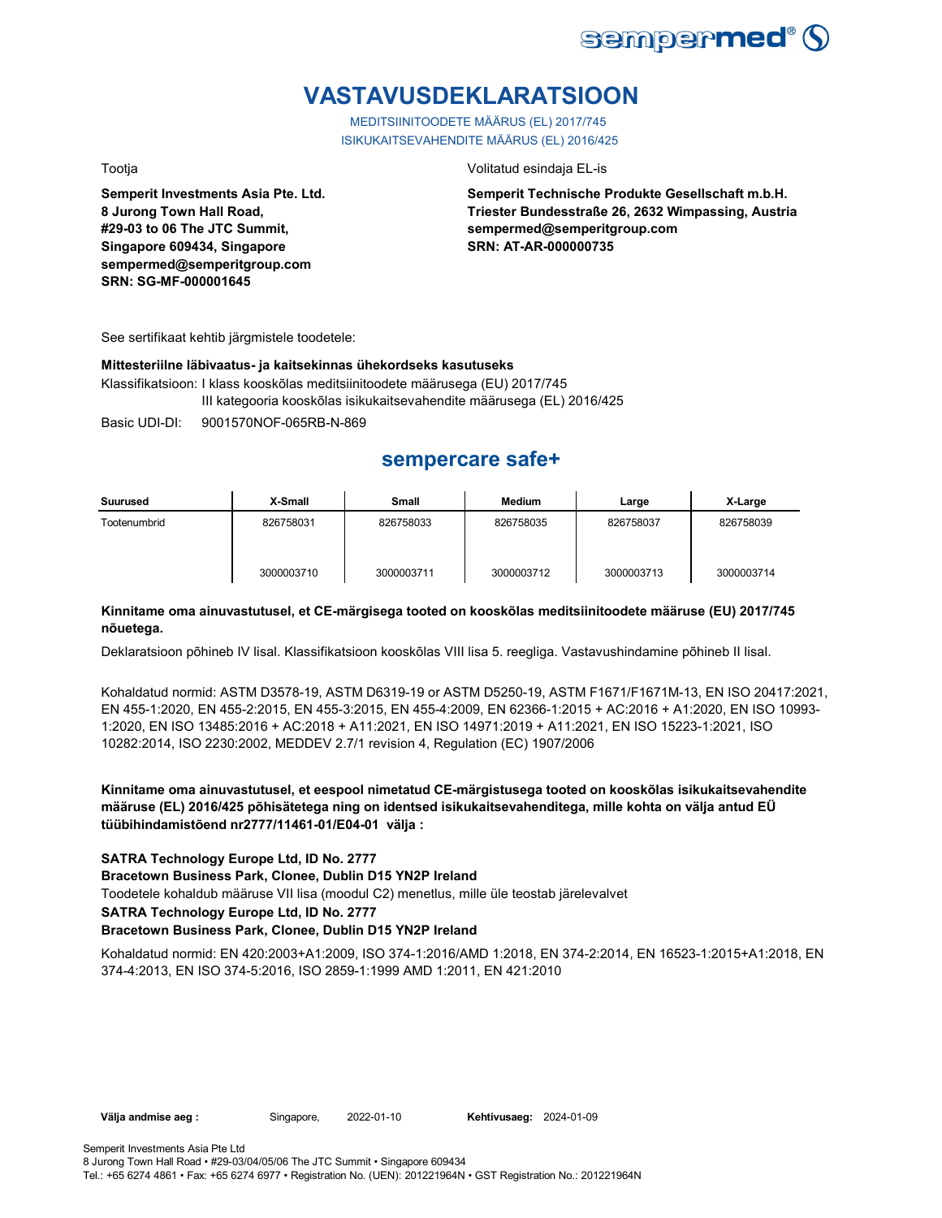# VASTAVUSDEKLARATSIOON

MEDITSIINITOODETE MÄÄRUS (EL) 2017/745

ISIKUKAITSEVAHENDITE MÄÄRUS (EL) 2016/425

Tootja

**Semperit Investments Asia Pte. Ltd.**
**8 Jurong Town Hall Road,**
**#29-03 to 06 The JTC Summit,**
**Singapore 609434, Singapore**
**sempermed@semperitgroup.com**
**SRN: SG-MF-000001645**

Volitatud esindaja EL-is

**Semperit Technische Produkte Gesellschaft m.b.H.**
**Triester Bundesstraße 26, 2632 Wimpassing, Austria**
**sempermed@semperitgroup.com**
**SRN: AT-AR-000000735**

See sertifikaat kehtib järgmistele toodetele:

**Mittesteriilne läbivaatus- ja kaitsekinnas ühekordseks kasutuseks**

Klassifikatsioon: I klass kooskõlas meditsiinitoodete määrusega (EU) 2017/745
III kategooria kooskõlas isikukaitsevahendite määrusega (EL) 2016/425

Basic UDI-DI: 9001570NOF-065RB-N-869

## sempercare safe+

| Suurused | X-Small | Small | Medium | Large | X-Large |
|---|---|---|---|---|---|
| Tootenumbrid | 826758031 | 826758033 | 826758035 | 826758037 | 826758039 |
| | 3000003710 | 3000003711 | 3000003712 | 3000003713 | 3000003714 |

**Kinnitame oma ainuvastutusel, et CE-märgisega tooted on kooskõlas meditsiinitoodete määruse (EU) 2017/745 nõuetega.**

Deklaratsioon põhineb IV lisal. Klassifikatsioon kooskõlas VIII lisa 5. reegliga. Vastavushindamine põhineb II lisal.

Kohaldatud normid: ASTM D3578-19, ASTM D6319-19 or ASTM D5250-19, ASTM F1671/F1671M-13, EN ISO 20417:2021, EN 455-1:2020, EN 455-2:2015, EN 455-3:2015, EN 455-4:2009, EN 62366-1:2015 + AC:2016 + A1:2020, EN ISO 10993-1:2020, EN ISO 13485:2016 + AC:2018 + A11:2021, EN ISO 14971:2019 + A11:2021, EN ISO 15223-1:2021, ISO 10282:2014, ISO 2230:2002, MEDDEV 2.7/1 revision 4, Regulation (EC) 1907/2006

**Kinnitame oma ainuvastutusel, et eespool nimetatud CE-märgistusega tooted on kooskõlas isikukaitsevahendite määruse (EL) 2016/425 põhisätetega ning on identsed isikukaitsevahenditega, mille kohta on välja antud EÜ tüübihindamistõend nr2777/11461-01/E04-01 välja :**

**SATRA Technology Europe Ltd, ID No. 2777**
**Bracetown Business Park, Clonee, Dublin D15 YN2P Ireland**
Toodetele kohaldub määruse VII lisa (moodul C2) menetlus, mille üle teostab järelevalvet
**SATRA Technology Europe Ltd, ID No. 2777**
**Bracetown Business Park, Clonee, Dublin D15 YN2P Ireland**

Kohaldatud normid: EN 420:2003+A1:2009, ISO 374-1:2016/AMD 1:2018, EN 374-2:2014, EN 16523-1:2015+A1:2018, EN 374-4:2013, EN ISO 374-5:2016, ISO 2859-1:1999 AMD 1:2011, EN 421:2010

**Välja andmise aeg :** Singapore, 2022-01-10 **Kehtivusaeg:** 2024-01-09

Semperit Investments Asia Pte Ltd
8 Jurong Town Hall Road • #29-03/04/05/06 The JTC Summit • Singapore 609434
Tel.: +65 6274 4861 • Fax: +65 6274 6977 • Registration No. (UEN): 201221964N • GST Registration No.: 201221964N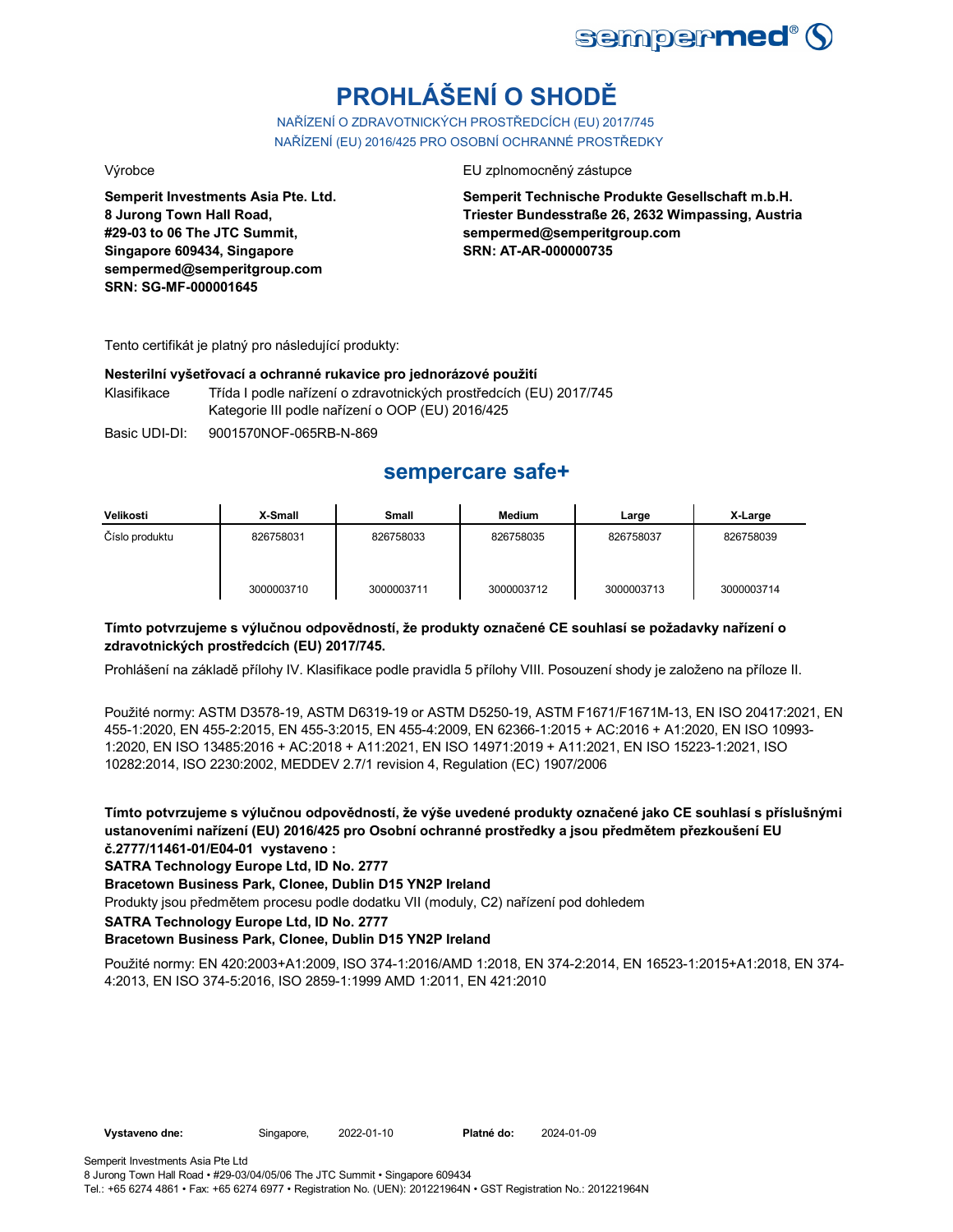# PROHLÁŠENÍ O SHODĚ

NAŘÍZENÍ O ZDRAVOTNICKÝCH PROSTŘEDCÍCH (EU) 2017/745
NAŘÍZENÍ (EU) 2016/425 PRO OSOBNÍ OCHRANNÉ PROSTŘEDKY

Výrobce

**Semperit Investments Asia Pte. Ltd.**
**8 Jurong Town Hall Road,**
**#29-03 to 06 The JTC Summit,**
**Singapore 609434, Singapore**
**sempermed@semperitgroup.com**
**SRN: SG-MF-000001645**

EU zplnomocněný zástupce

**Semperit Technische Produkte Gesellschaft m.b.H.**
**Triester Bundesstraße 26, 2632 Wimpassing, Austria**
**sempermed@semperitgroup.com**
**SRN: AT-AR-000000735**

Tento certifikát je platný pro následující produkty:

**Nesterilní vyšetřovací a ochranné rukavice pro jednorázové použití**

Klasifikace: Třída I podle nařízení o zdravotnických prostředcích (EU) 2017/745
Kategorie III podle nařízení o OOP (EU) 2016/425

Basic UDI-DI: 9001570NOF-065RB-N-869

## sempercare safe+

| Velikosti | X-Small | Small | Medium | Large | X-Large |
|---|---|---|---|---|---|
| Číslo produktu | 826758031 | 826758033 | 826758035 | 826758037 | 826758039 |
| | 3000003710 | 3000003711 | 3000003712 | 3000003713 | 3000003714 |

**Tímto potvrzujeme s výlučnou odpovědností, že produkty označené CE souhlasí se požadavky nařízení o zdravotnických prostředcích (EU) 2017/745.**

Prohlášení na základě přílohy IV. Klasifikace podle pravidla 5 přílohy VIII. Posouzení shody je založeno na příloze II.

Použité normy: ASTM D3578-19, ASTM D6319-19 or ASTM D5250-19, ASTM F1671/F1671M-13, EN ISO 20417:2021, EN 455-1:2020, EN 455-2:2015, EN 455-3:2015, EN 455-4:2009, EN 62366-1:2015 + AC:2016 + A1:2020, EN ISO 10993-1:2020, EN ISO 13485:2016 + AC:2018 + A11:2021, EN ISO 14971:2019 + A11:2021, EN ISO 15223-1:2021, ISO 10282:2014, ISO 2230:2002, MEDDEV 2.7/1 revision 4, Regulation (EC) 1907/2006

**Tímto potvrzujeme s výlučnou odpovědností, že výše uvedené produkty označené jako CE souhlasí s příslušnými ustanoveními nařízení (EU) 2016/425 pro Osobní ochranné prostředky a jsou předmětem přezkoušení EU č.2777/11461-01/E04-01 vystaveno :**
**SATRA Technology Europe Ltd, ID No. 2777**
**Bracetown Business Park, Clonee, Dublin D15 YN2P Ireland**
Produkty jsou předmětem procesu podle dodatku VII (moduly, C2) nařízení pod dohledem
**SATRA Technology Europe Ltd, ID No. 2777**
**Bracetown Business Park, Clonee, Dublin D15 YN2P Ireland**

Použité normy: EN 420:2003+A1:2009, ISO 374-1:2016/AMD 1:2018, EN 374-2:2014, EN 16523-1:2015+A1:2018, EN 374-4:2013, EN ISO 374-5:2016, ISO 2859-1:1999 AMD 1:2011, EN 421:2010

**Vystaveno dne:** Singapore, 2022-01-10 **Platné do:** 2024-01-09

Semperit Investments Asia Pte Ltd
8 Jurong Town Hall Road • #29-03/04/05/06 The JTC Summit • Singapore 609434
Tel.: +65 6274 4861 • Fax: +65 6274 6977 • Registration No. (UEN): 201221964N • GST Registration No.: 201221964N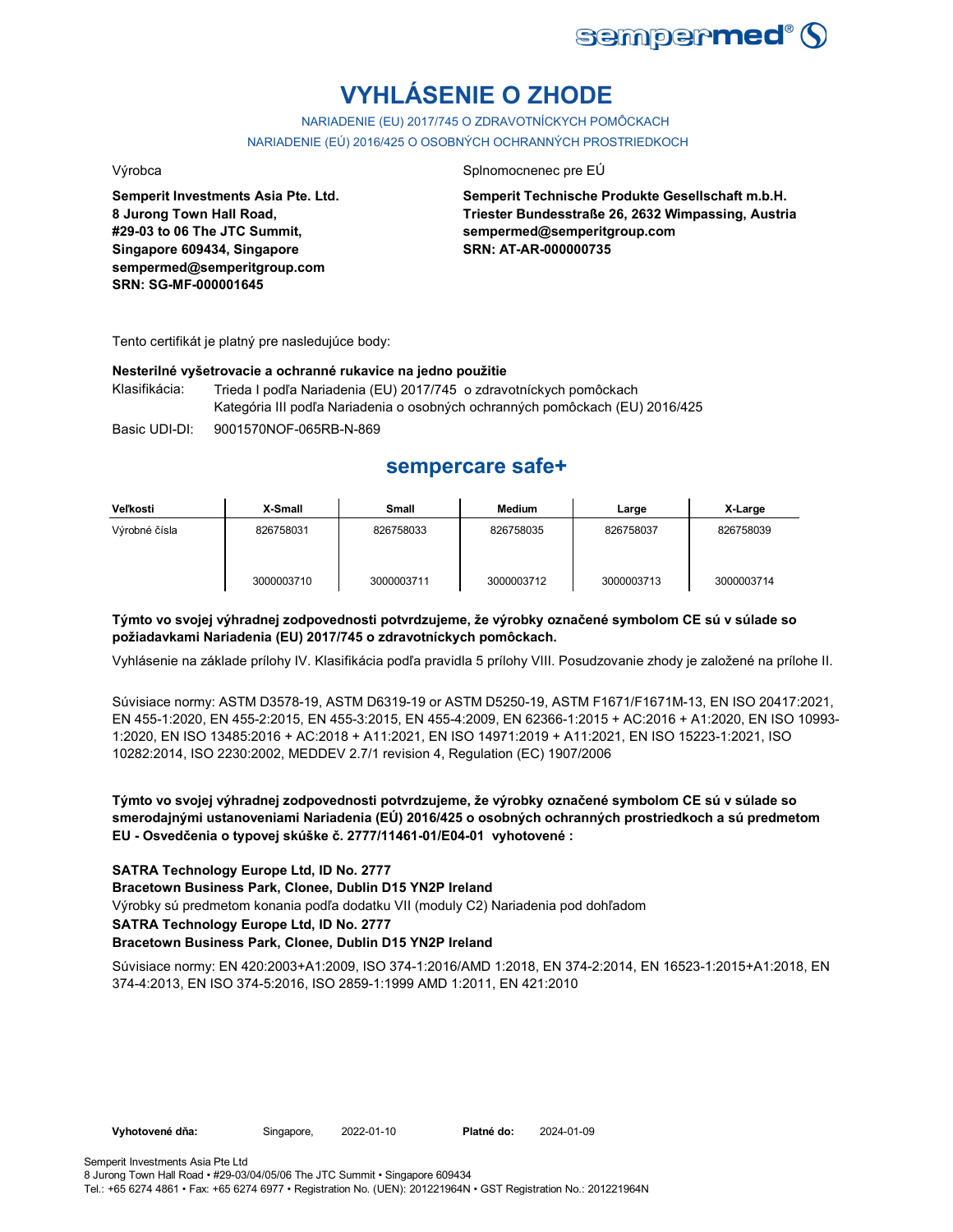# VYHLÁSENIE O ZHODE

NARIADENIE (EU) 2017/745 O ZDRAVOTNÍCKYCH POMÔCKACH

NARIADENIE (EÚ) 2016/425 O OSOBNÝCH OCHRANNÝCH PROSTRIEDKOCH

Výrobca

**Semperit Investments Asia Pte. Ltd.**
**8 Jurong Town Hall Road,**
**#29-03 to 06 The JTC Summit,**
**Singapore 609434, Singapore**
**sempermed@semperitgroup.com**
**SRN: SG-MF-000001645**

Splnomocnenec pre EÚ

**Semperit Technische Produkte Gesellschaft m.b.H.**
**Triester Bundesstraße 26, 2632 Wimpassing, Austria**
**sempermed@semperitgroup.com**
**SRN: AT-AR-000000735**

Tento certifikát je platný pre nasledujúce body:

**Nesterilné vyšetrovacie a ochranné rukavice na jedno použitie**

Klasifikácia: Trieda I podľa Nariadenia (EU) 2017/745 o zdravotníckych pomôckach
Kategória III podľa Nariadenia o osobných ochranných pomôckach (EU) 2016/425

Basic UDI-DI: 9001570NOF-065RB-N-869

## sempercare safe+

| Veľkosti | X-Small | Small | Medium | Large | X-Large |
|---|---|---|---|---|---|
| Výrobné čísla | 826758031<br>3000003710 | 826758033<br>3000003711 | 826758035<br>3000003712 | 826758037<br>3000003713 | 826758039<br>3000003714 |

**Týmto vo svojej výhradnej zodpovednosti potvrdzujeme, že výrobky označené symbolom CE sú v súlade so požiadavkami Nariadenia (EU) 2017/745 o zdravotníckych pomôckach.**

Vyhlásenie na základe prílohy IV. Klasifikácia podľa pravidla 5 prílohy VIII. Posudzovanie zhody je založené na prílohe II.

Súvisiace normy: ASTM D3578-19, ASTM D6319-19 or ASTM D5250-19, ASTM F1671/F1671M-13, EN ISO 20417:2021, EN 455-1:2020, EN 455-2:2015, EN 455-3:2015, EN 455-4:2009, EN 62366-1:2015 + AC:2016 + A1:2020, EN ISO 10993-1:2020, EN ISO 13485:2016 + AC:2018 + A11:2021, EN ISO 14971:2019 + A11:2021, EN ISO 15223-1:2021, ISO 10282:2014, ISO 2230:2002, MEDDEV 2.7/1 revision 4, Regulation (EC) 1907/2006

**Týmto vo svojej výhradnej zodpovednosti potvrdzujeme, že výrobky označené symbolom CE sú v súlade so smerodajnými ustanoveniami Nariadenia (EÚ) 2016/425 o osobných ochranných prostriedkoch a sú predmetom EU - Osvedčenia o typovej skúške č. 2777/11461-01/E04-01 vyhotovené :**

**SATRA Technology Europe Ltd, ID No. 2777**
**Bracetown Business Park, Clonee, Dublin D15 YN2P Ireland**
Výrobky sú predmetom konania podľa dodatku VII (moduly C2) Nariadenia pod dohľadom
**SATRA Technology Europe Ltd, ID No. 2777**
**Bracetown Business Park, Clonee, Dublin D15 YN2P Ireland**

Súvisiace normy: EN 420:2003+A1:2009, ISO 374-1:2016/AMD 1:2018, EN 374-2:2014, EN 16523-1:2015+A1:2018, EN 374-4:2013, EN ISO 374-5:2016, ISO 2859-1:1999 AMD 1:2011, EN 421:2010

**Vyhotovené dňa:** Singapore, 2022-01-10 **Platné do:** 2024-01-09

Semperit Investments Asia Pte Ltd
8 Jurong Town Hall Road • #29-03/04/05/06 The JTC Summit • Singapore 609434
Tel.: +65 6274 4861 • Fax: +65 6274 6977 • Registration No. (UEN): 201221964N • GST Registration No.: 201221964N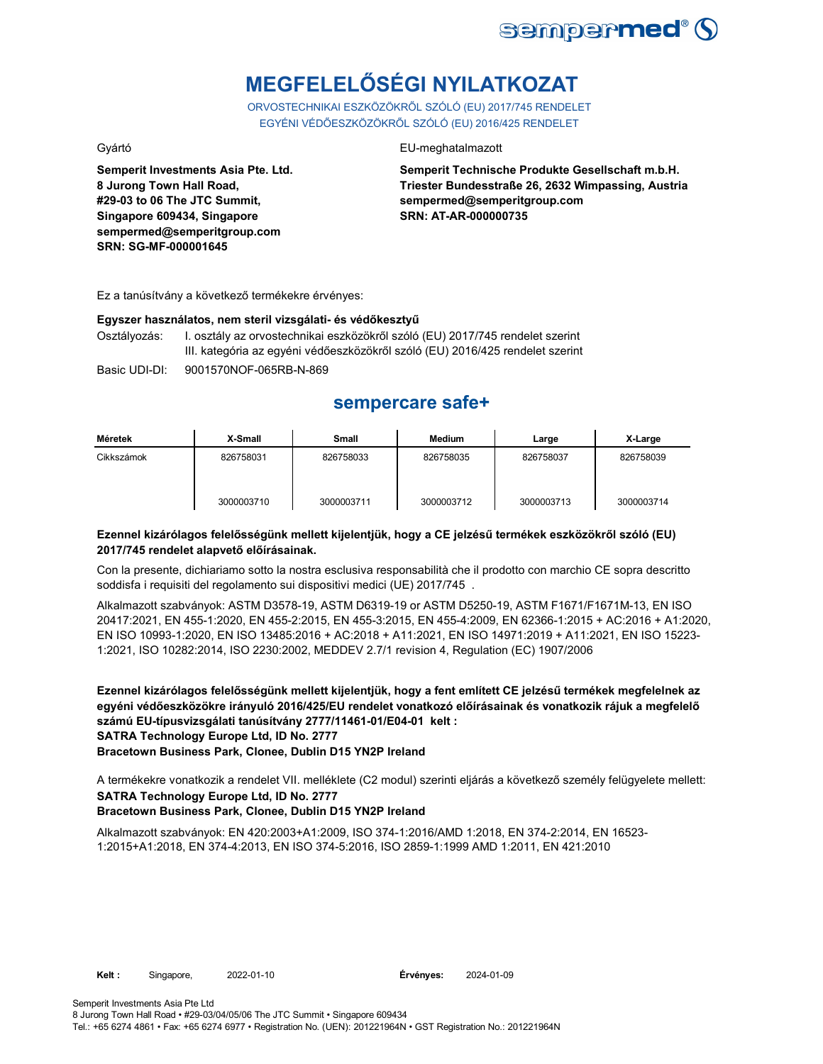# MEGFELELŐSÉGI NYILATKOZAT

ORVOSTECHNIKAI ESZKÖZÖKRŐL SZÓLÓ (EU) 2017/745 RENDELET
EGYÉNI VÉDŐESZKÖZÖKRŐL SZÓLÓ (EU) 2016/425 RENDELET

Gyártó

**Semperit Investments Asia Pte. Ltd.**
**8 Jurong Town Hall Road,**
**#29-03 to 06 The JTC Summit,**
**Singapore 609434, Singapore**
**sempermed@semperitgroup.com**
**SRN: SG-MF-000001645**

EU-meghatalmazott

**Semperit Technische Produkte Gesellschaft m.b.H.**
**Triester Bundesstraße 26, 2632 Wimpassing, Austria**
**sempermed@semperitgroup.com**
**SRN: AT-AR-000000735**

Ez a tanúsítvány a következő termékekre érvényes:

**Egyszer használatos, nem steril vizsgálati- és védőkesztyű**

Osztályozás: I. osztály az orvostechnikai eszközökről szóló (EU) 2017/745 rendelet szerint
III. kategória az egyéni védőeszközökről szóló (EU) 2016/425 rendelet szerint

Basic UDI-DI: 9001570NOF-065RB-N-869

## sempercare safe+

| Méretek | X-Small | Small | Medium | Large | X-Large |
|---|---|---|---|---|---|
| Cikkszámok | 826758031<br>3000003710 | 826758033<br>3000003711 | 826758035<br>3000003712 | 826758037<br>3000003713 | 826758039<br>3000003714 |

**Ezennel kizárólagos felelősségünk mellett kijelentjük, hogy a CE jelzésű termékek eszközökről szóló (EU) 2017/745 rendelet alapvető előírásainak.**

Con la presente, dichiariamo sotto la nostra esclusiva responsabilità che il prodotto con marchio CE sopra descritto soddisfa i requisiti del regolamento sui dispositivi medici (UE) 2017/745 .

Alkalmazott szabványok: ASTM D3578-19, ASTM D6319-19 or ASTM D5250-19, ASTM F1671/F1671M-13, EN ISO 20417:2021, EN 455-1:2020, EN 455-2:2015, EN 455-3:2015, EN 455-4:2009, EN 62366-1:2015 + AC:2016 + A1:2020, EN ISO 10993-1:2020, EN ISO 13485:2016 + AC:2018 + A11:2021, EN ISO 14971:2019 + A11:2021, EN ISO 15223-1:2021, ISO 10282:2014, ISO 2230:2002, MEDDEV 2.7/1 revision 4, Regulation (EC) 1907/2006

**Ezennel kizárólagos felelősségünk mellett kijelentjük, hogy a fent említett CE jelzésű termékek megfelelnek az egyéni védőeszközökre irányuló 2016/425/EU rendelet vonatkozó előírásainak és vonatkozik rájuk a megfelelő számú EU-típusvizsgálati tanúsítvány 2777/11461-01/E04-01 kelt :**
**SATRA Technology Europe Ltd, ID No. 2777**
**Bracetown Business Park, Clonee, Dublin D15 YN2P Ireland**

A termékekre vonatkozik a rendelet VII. melléklete (C2 modul) szerinti eljárás a következő személy felügyelete mellett:
**SATRA Technology Europe Ltd, ID No. 2777**
**Bracetown Business Park, Clonee, Dublin D15 YN2P Ireland**

Alkalmazott szabványok: EN 420:2003+A1:2009, ISO 374-1:2016/AMD 1:2018, EN 374-2:2014, EN 16523-1:2015+A1:2018, EN 374-4:2013, EN ISO 374-5:2016, ISO 2859-1:1999 AMD 1:2011, EN 421:2010

**Kelt :** Singapore, 2022-01-10 **Érvényes:** 2024-01-09

Semperit Investments Asia Pte Ltd
8 Jurong Town Hall Road • #29-03/04/05/06 The JTC Summit • Singapore 609434
Tel.: +65 6274 4861 • Fax: +65 6274 6977 • Registration No. (UEN): 201221964N • GST Registration No.: 201221964N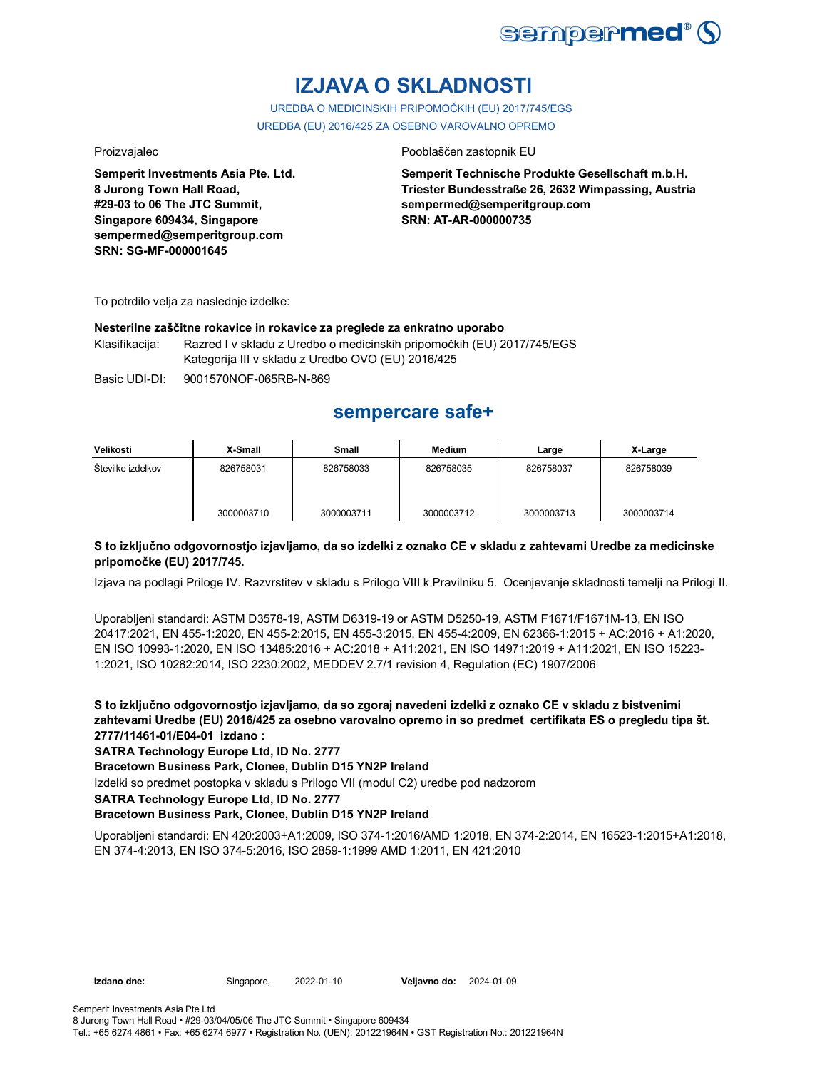# IZJAVA O SKLADNOSTI

UREDBA O MEDICINSKIH PRIPOMOČKIH (EU) 2017/745/EGS

UREDBA (EU) 2016/425 ZA OSEBNO VAROVALNO OPREMO

Proizvajalec

**Semperit Investments Asia Pte. Ltd.**
**8 Jurong Town Hall Road,**
**#29-03 to 06 The JTC Summit,**
**Singapore 609434, Singapore**
**sempermed@semperitgroup.com**
**SRN: SG-MF-000001645**

Pooblaščen zastopnik EU

**Semperit Technische Produkte Gesellschaft m.b.H.**
**Triester Bundesstraße 26, 2632 Wimpassing, Austria**
**sempermed@semperitgroup.com**
**SRN: AT-AR-000000735**

To potrdilo velja za naslednje izdelke:

**Nesterilne zaščitne rokavice in rokavice za preglede za enkratno uporabo**

Klasifikacija: Razred I v skladu z Uredbo o medicinskih pripomočkih (EU) 2017/745/EGS
Kategorija III v skladu z Uredbo OVO (EU) 2016/425

Basic UDI-DI: 9001570NOF-065RB-N-869

## sempercare safe+

| Velikosti | X-Small | Small | Medium | Large | X-Large |
|---|---|---|---|---|---|
| Številke izdelkov | 826758031<br><br>3000003710 | 826758033<br><br>3000003711 | 826758035<br><br>3000003712 | 826758037<br><br>3000003713 | 826758039<br><br>3000003714 |

**S to izključno odgovornostjo izjavljamo, da so izdelki z oznako CE v skladu z zahtevami Uredbe za medicinske pripomočke (EU) 2017/745.**

Izjava na podlagi Priloge IV. Razvrstitev v skladu s Prilogo VIII k Pravilniku 5. Ocenjevanje skladnosti temelji na Prilogi II.

Uporabljeni standardi: ASTM D3578-19, ASTM D6319-19 or ASTM D5250-19, ASTM F1671/F1671M-13, EN ISO 20417:2021, EN 455-1:2020, EN 455-2:2015, EN 455-3:2015, EN 455-4:2009, EN 62366-1:2015 + AC:2016 + A1:2020, EN ISO 10993-1:2020, EN ISO 13485:2016 + AC:2018 + A11:2021, EN ISO 14971:2019 + A11:2021, EN ISO 15223-1:2021, ISO 10282:2014, ISO 2230:2002, MEDDEV 2.7/1 revision 4, Regulation (EC) 1907/2006

**S to izključno odgovornostjo izjavljamo, da so zgoraj navedeni izdelki z oznako CE v skladu z bistvenimi zahtevami Uredbe (EU) 2016/425 za osebno varovalno opremo in so predmet certifikata ES o pregledu tipa št. 2777/11461-01/E04-01 izdano :**

**SATRA Technology Europe Ltd, ID No. 2777**

**Bracetown Business Park, Clonee, Dublin D15 YN2P Ireland**

Izdelki so predmet postopka v skladu s Prilogo VII (modul C2) uredbe pod nadzorom

**SATRA Technology Europe Ltd, ID No. 2777**

**Bracetown Business Park, Clonee, Dublin D15 YN2P Ireland**

Uporabljeni standardi: EN 420:2003+A1:2009, ISO 374-1:2016/AMD 1:2018, EN 374-2:2014, EN 16523-1:2015+A1:2018, EN 374-4:2013, EN ISO 374-5:2016, ISO 2859-1:1999 AMD 1:2011, EN 421:2010

**Izdano dne:** Singapore, 2022-01-10 **Veljavno do:** 2024-01-09

Semperit Investments Asia Pte Ltd
8 Jurong Town Hall Road • #29-03/04/05/06 The JTC Summit • Singapore 609434
Tel.: +65 6274 4861 • Fax: +65 6274 6977 • Registration No. (UEN): 201221964N • GST Registration No.: 201221964N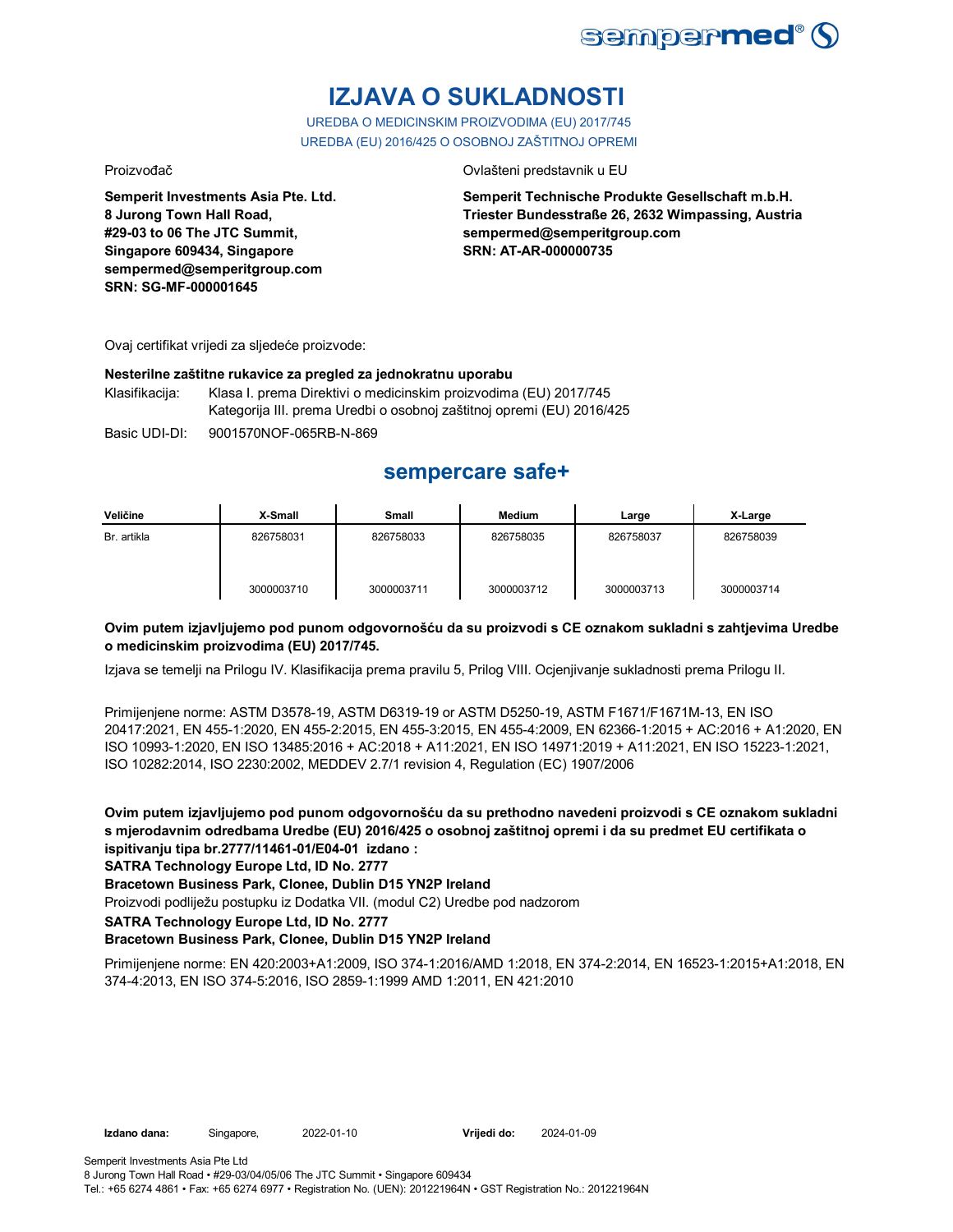# IZJAVA O SUKLADNOSTI

UREDBA O MEDICINSKIM PROIZVODIMA (EU) 2017/745
UREDBA (EU) 2016/425 O OSOBNOJ ZAŠTITNOJ OPREMI

Proizvođač

**Semperit Investments Asia Pte. Ltd.**
**8 Jurong Town Hall Road,**
**#29-03 to 06 The JTC Summit,**
**Singapore 609434, Singapore**
**sempermed@semperitgroup.com**
**SRN: SG-MF-000001645**

Ovlašteni predstavnik u EU

**Semperit Technische Produkte Gesellschaft m.b.H.**
**Triester Bundesstraße 26, 2632 Wimpassing, Austria**
**sempermed@semperitgroup.com**
**SRN: AT-AR-000000735**

Ovaj certifikat vrijedi za sljedeće proizvode:

**Nesterilne zaštitne rukavice za pregled za jednokratnu uporabu**

Klasifikacija: Klasa I. prema Direktivi o medicinskim proizvodima (EU) 2017/745
Kategorija III. prema Uredbi o osobnoj zaštitnoj opremi (EU) 2016/425

Basic UDI-DI: 9001570NOF-065RB-N-869

## sempercare safe+

| Veličine | X-Small | Small | Medium | Large | X-Large |
|---|---|---|---|---|---|
| Br. artikla | 826758031<br>3000003710 | 826758033<br>3000003711 | 826758035<br>3000003712 | 826758037<br>3000003713 | 826758039<br>3000003714 |

**Ovim putem izjavljujemo pod punom odgovornošću da su proizvodi s CE oznakom sukladni s zahtjevima Uredbe o medicinskim proizvodima (EU) 2017/745.**

Izjava se temelji na Prilogu IV. Klasifikacija prema pravilu 5, Prilog VIII. Ocjenjivanje sukladnosti prema Prilogu II.

Primijenjene norme: ASTM D3578-19, ASTM D6319-19 or ASTM D5250-19, ASTM F1671/F1671M-13, EN ISO 20417:2021, EN 455-1:2020, EN 455-2:2015, EN 455-3:2015, EN 455-4:2009, EN 62366-1:2015 + AC:2016 + A1:2020, EN ISO 10993-1:2020, EN ISO 13485:2016 + AC:2018 + A11:2021, EN ISO 14971:2019 + A11:2021, EN ISO 15223-1:2021, ISO 10282:2014, ISO 2230:2002, MEDDEV 2.7/1 revision 4, Regulation (EC) 1907/2006

**Ovim putem izjavljujemo pod punom odgovornošću da su prethodno navedeni proizvodi s CE oznakom sukladni s mjerodavnim odredbama Uredbe (EU) 2016/425 o osobnoj zaštitnoj opremi i da su predmet EU certifikata o ispitivanju tipa br.2777/11461-01/E04-01 izdano :**
**SATRA Technology Europe Ltd, ID No. 2777**
**Bracetown Business Park, Clonee, Dublin D15 YN2P Ireland**

Proizvodi podliježu postupku iz Dodatka VII. (modul C2) Uredbe pod nadzorom

**SATRA Technology Europe Ltd, ID No. 2777**
**Bracetown Business Park, Clonee, Dublin D15 YN2P Ireland**

Primijenjene norme: EN 420:2003+A1:2009, ISO 374-1:2016/AMD 1:2018, EN 374-2:2014, EN 16523-1:2015+A1:2018, EN 374-4:2013, EN ISO 374-5:2016, ISO 2859-1:1999 AMD 1:2011, EN 421:2010

**Izdano dana:** Singapore, 2022-01-10 **Vrijedi do:** 2024-01-09

Semperit Investments Asia Pte Ltd
8 Jurong Town Hall Road • #29-03/04/05/06 The JTC Summit • Singapore 609434
Tel.: +65 6274 4861 • Fax: +65 6274 6977 • Registration No. (UEN): 201221964N • GST Registration No.: 201221964N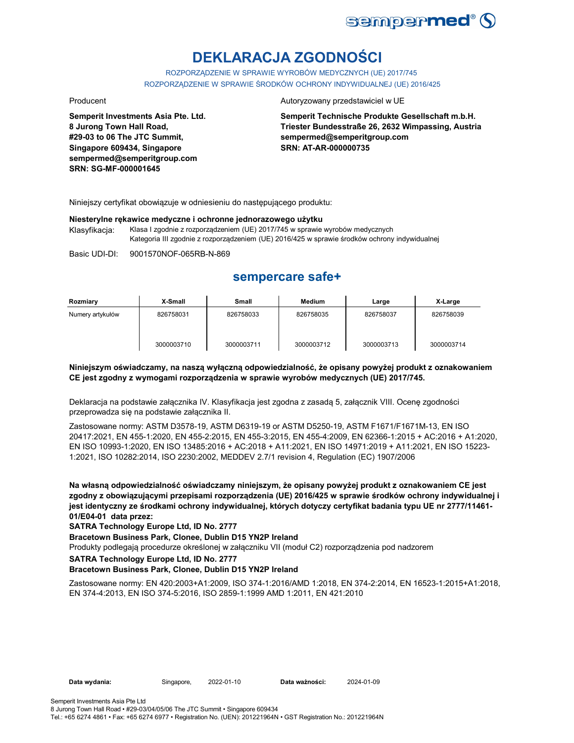# DEKLARACJA ZGODNOŚCI

ROZPORZĄDZENIE W SPRAWIE WYROBÓW MEDYCZNYCH (UE) 2017/745
ROZPORZĄDZENIE W SPRAWIE ŚRODKÓW OCHRONY INDYWIDUALNEJ (UE) 2016/425

Producent

**Semperit Investments Asia Pte. Ltd.**
**8 Jurong Town Hall Road,**
**#29-03 to 06 The JTC Summit,**
**Singapore 609434, Singapore**
**sempermed@semperitgroup.com**
**SRN: SG-MF-000001645**

Autoryzowany przedstawiciel w UE

**Semperit Technische Produkte Gesellschaft m.b.H.**
**Triester Bundesstraße 26, 2632 Wimpassing, Austria**
**sempermed@semperitgroup.com**
**SRN: AT-AR-000000735**

Niniejszy certyfikat obowiązuje w odniesieniu do następującego produktu:

**Niesterylne rękawice medyczne i ochronne jednorazowego użytku**

Klasyfikacja: Klasa I zgodnie z rozporządzeniem (UE) 2017/745 w sprawie wyrobów medycznych
Kategoria III zgodnie z rozporządzeniem (UE) 2016/425 w sprawie środków ochrony indywidualnej

Basic UDI-DI: 9001570NOF-065RB-N-869

## sempercare safe+

| Rozmiary | X-Small | Small | Medium | Large | X-Large |
|---|---|---|---|---|---|
| Numery artykułów | 826758031<br>3000003710 | 826758033<br>3000003711 | 826758035<br>3000003712 | 826758037<br>3000003713 | 826758039<br>3000003714 |

**Niniejszym oświadczamy, na naszą wyłączną odpowiedzialność, że opisany powyżej produkt z oznakowaniem CE jest zgodny z wymogami rozporządzenia w sprawie wyrobów medycznych (UE) 2017/745.**

Deklaracja na podstawie załącznika IV. Klasyfikacja jest zgodna z zasadą 5, załącznik VIII. Ocenę zgodności przeprowadza się na podstawie załącznika II.

Zastosowane normy: ASTM D3578-19, ASTM D6319-19 or ASTM D5250-19, ASTM F1671/F1671M-13, EN ISO 20417:2021, EN 455-1:2020, EN 455-2:2015, EN 455-3:2015, EN 455-4:2009, EN 62366-1:2015 + AC:2016 + A1:2020, EN ISO 10993-1:2020, EN ISO 13485:2016 + AC:2018 + A11:2021, EN ISO 14971:2019 + A11:2021, EN ISO 15223-1:2021, ISO 10282:2014, ISO 2230:2002, MEDDEV 2.7/1 revision 4, Regulation (EC) 1907/2006

**Na własną odpowiedzialność oświadczamy niniejszym, że opisany powyżej produkt z oznakowaniem CE jest zgodny z obowiązującymi przepisami rozporządzenia (UE) 2016/425 w sprawie środków ochrony indywidualnej i jest identyczny ze środkami ochrony indywidualnej, których dotyczy certyfikat badania typu UE nr 2777/11461-01/E04-01 data przez:**
**SATRA Technology Europe Ltd, ID No. 2777**
**Bracetown Business Park, Clonee, Dublin D15 YN2P Ireland**
Produkty podlegają procedurze określonej w załączniku VII (moduł C2) rozporządzenia pod nadzorem
**SATRA Technology Europe Ltd, ID No. 2777**
**Bracetown Business Park, Clonee, Dublin D15 YN2P Ireland**

Zastosowane normy: EN 420:2003+A1:2009, ISO 374-1:2016/AMD 1:2018, EN 374-2:2014, EN 16523-1:2015+A1:2018, EN 374-4:2013, EN ISO 374-5:2016, ISO 2859-1:1999 AMD 1:2011, EN 421:2010

**Data wydania:** Singapore, 2022-01-10 **Data ważności:** 2024-01-09

Semperit Investments Asia Pte Ltd
8 Jurong Town Hall Road • #29-03/04/05/06 The JTC Summit • Singapore 609434
Tel.: +65 6274 4861 • Fax: +65 6274 6977 • Registration No. (UEN): 201221964N • GST Registration No.: 201221964N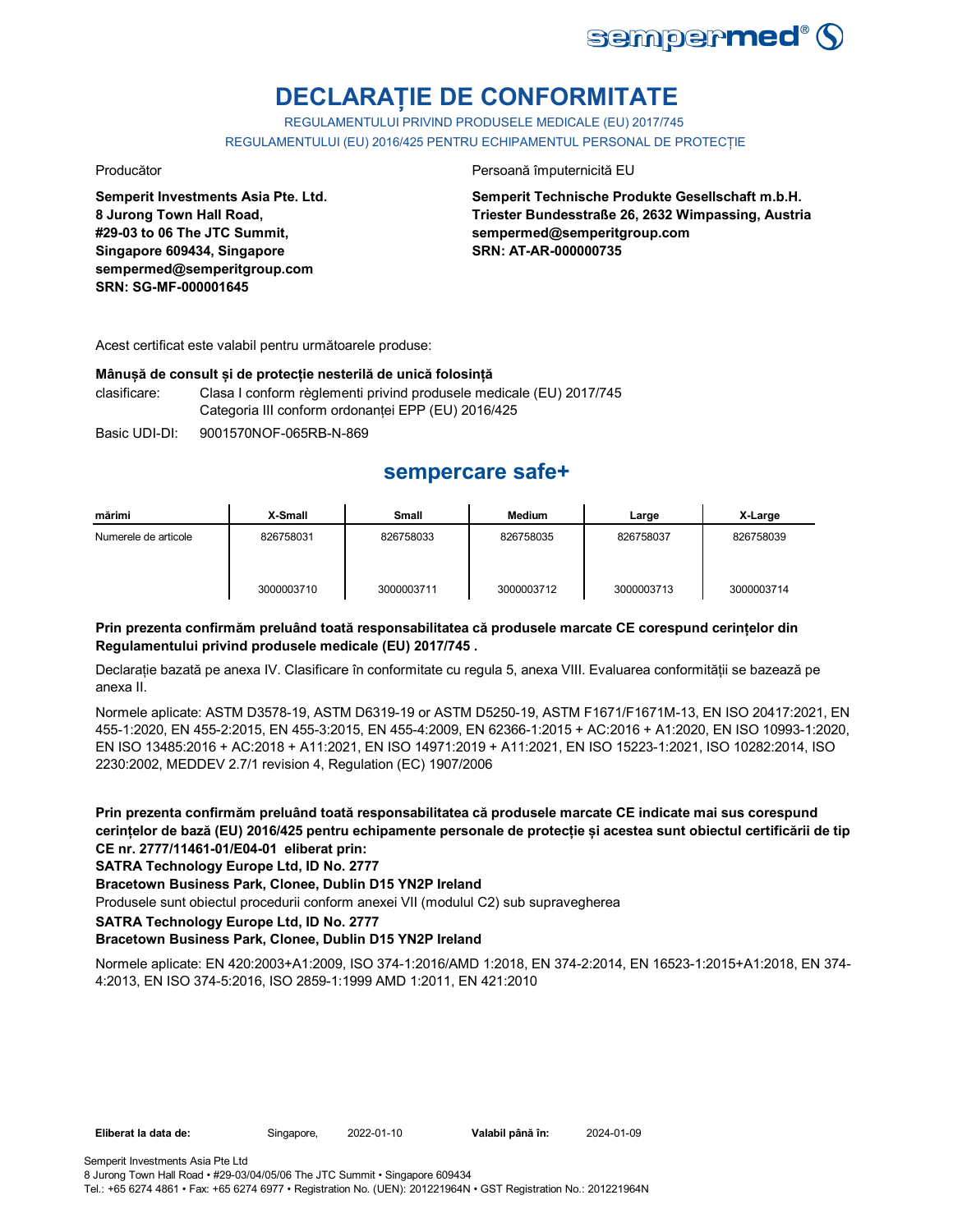# DECLARAȚIE DE CONFORMITATE

REGULAMENTULUI PRIVIND PRODUSELE MEDICALE (EU) 2017/745

REGULAMENTULUI (EU) 2016/425 PENTRU ECHIPAMENTUL PERSONAL DE PROTECȚIE

Producător

**Semperit Investments Asia Pte. Ltd.**
**8 Jurong Town Hall Road,**
**#29-03 to 06 The JTC Summit,**
**Singapore 609434, Singapore**
**sempermed@semperitgroup.com**
**SRN: SG-MF-000001645**

Persoană împuternicită EU

**Semperit Technische Produkte Gesellschaft m.b.H.**
**Triester Bundesstraße 26, 2632 Wimpassing, Austria**
**sempermed@semperitgroup.com**
**SRN: AT-AR-000000735**

Acest certificat este valabil pentru următoarele produse:

**Mânușă de consult și de protecție nesterilă de unică folosință**

clasificare: Clasa I conform règlementi privind produsele medicale (EU) 2017/745
Categoria III conform ordonanței EPP (EU) 2016/425

Basic UDI-DI: 9001570NOF-065RB-N-869

## sempercare safe+

| mărimi | X-Small | Small | Medium | Large | X-Large |
|---|---|---|---|---|---|
| Numerele de articole | 826758031<br>3000003710 | 826758033<br>3000003711 | 826758035<br>3000003712 | 826758037<br>3000003713 | 826758039<br>3000003714 |

**Prin prezenta confirmăm preluând toată responsabilitatea că produsele marcate CE corespund cerințelor din Regulamentului privind produsele medicale (EU) 2017/745 .**

Declarație bazată pe anexa IV. Clasificare în conformitate cu regula 5, anexa VIII. Evaluarea conformității se bazează pe anexa II.

Normele aplicate: ASTM D3578-19, ASTM D6319-19 or ASTM D5250-19, ASTM F1671/F1671M-13, EN ISO 20417:2021, EN 455-1:2020, EN 455-2:2015, EN 455-3:2015, EN 455-4:2009, EN 62366-1:2015 + AC:2016 + A1:2020, EN ISO 10993-1:2020, EN ISO 13485:2016 + AC:2018 + A11:2021, EN ISO 14971:2019 + A11:2021, EN ISO 15223-1:2021, ISO 10282:2014, ISO 2230:2002, MEDDEV 2.7/1 revision 4, Regulation (EC) 1907/2006

**Prin prezenta confirmăm preluând toată responsabilitatea că produsele marcate CE indicate mai sus corespund cerințelor de bază (EU) 2016/425 pentru echipamente personale de protecție și acestea sunt obiectul certificării de tip CE nr. 2777/11461-01/E04-01 eliberat prin:**

**SATRA Technology Europe Ltd, ID No. 2777**

**Bracetown Business Park, Clonee, Dublin D15 YN2P Ireland**

Produsele sunt obiectul procedurii conform anexei VII (modulul C2) sub supravegherea

**SATRA Technology Europe Ltd, ID No. 2777**

**Bracetown Business Park, Clonee, Dublin D15 YN2P Ireland**

Normele aplicate: EN 420:2003+A1:2009, ISO 374-1:2016/AMD 1:2018, EN 374-2:2014, EN 16523-1:2015+A1:2018, EN 374-4:2013, EN ISO 374-5:2016, ISO 2859-1:1999 AMD 1:2011, EN 421:2010

**Eliberat la data de:** Singapore, 2022-01-10 **Valabil până în:** 2024-01-09

Semperit Investments Asia Pte Ltd
8 Jurong Town Hall Road • #29-03/04/05/06 The JTC Summit • Singapore 609434
Tel.: +65 6274 4861 • Fax: +65 6274 6977 • Registration No. (UEN): 201221964N • GST Registration No.: 201221964N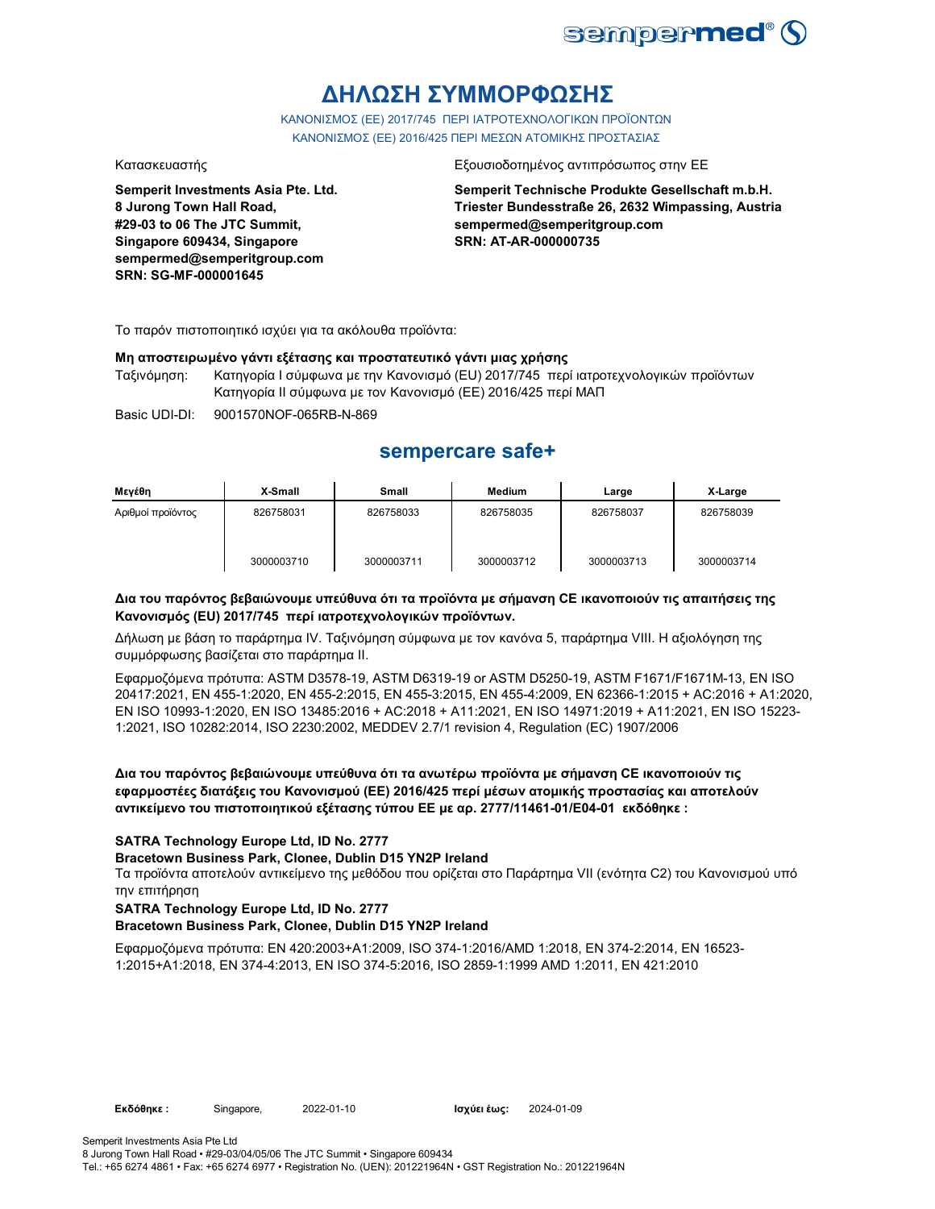# ΔΗΛΩΣΗ ΣΥΜΜΟΡΦΩΣΗΣ

ΚΑΝΟΝΙΣΜΟΣ (ΕΕ) 2017/745 ΠΕΡΙ ΙΑΤΡΟΤΕΧΝΟΛΟΓΙΚΩΝ ΠΡΟΪΟΝΤΩΝ
ΚΑΝΟΝΙΣΜΟΣ (ΕΕ) 2016/425 ΠΕΡΙ ΜΕΣΩΝ ΑΤΟΜΙΚΗΣ ΠΡΟΣΤΑΣΙΑΣ

Κατασκευαστής

**Semperit Investments Asia Pte. Ltd.**
**8 Jurong Town Hall Road,**
**#29-03 to 06 The JTC Summit,**
**Singapore 609434, Singapore**
**sempermed@semperitgroup.com**
**SRN: SG-MF-000001645**

Εξουσιοδοτημένος αντιπρόσωπος στην ΕΕ

**Semperit Technische Produkte Gesellschaft m.b.H.**
**Triester Bundesstraße 26, 2632 Wimpassing, Austria**
**sempermed@semperitgroup.com**
**SRN: AT-AR-000000735**

Το παρόν πιστοποιητικό ισχύει για τα ακόλουθα προϊόντα:

**Μη αποστειρωμένο γάντι εξέτασης και προστατευτικό γάντι μιας χρήσης**

Ταξινόμηση: Κατηγορία I σύμφωνα με την Κανονισμό (EU) 2017/745 περί ιατροτεχνολογικών προϊόντων
Κατηγορία II σύμφωνα με τον Κανονισμό (ΕΕ) 2016/425 περί ΜΑΠ

Basic UDI-DI: 9001570NOF-065RB-N-869

## sempercare safe+

| Μεγέθη | X-Small | Small | Medium | Large | X-Large |
|---|---|---|---|---|---|
| Αριθμοί προϊόντος | 826758031 | 826758033 | 826758035 | 826758037 | 826758039 |
| | 3000003710 | 3000003711 | 3000003712 | 3000003713 | 3000003714 |

**Δια του παρόντος βεβαιώνουμε υπεύθυνα ότι τα προϊόντα με σήμανση CE ικανοποιούν τις απαιτήσεις της Κανονισμός (EU) 2017/745 περί ιατροτεχνολογικών προϊόντων.**

Δήλωση με βάση το παράρτημα IV. Ταξινόμηση σύμφωνα με τον κανόνα 5, παράρτημα VIII. Η αξιολόγηση της συμμόρφωσης βασίζεται στο παράρτημα II.

Εφαρμοζόμενα πρότυπα: ASTM D3578-19, ASTM D6319-19 or ASTM D5250-19, ASTM F1671/F1671M-13, EN ISO 20417:2021, EN 455-1:2020, EN 455-2:2015, EN 455-3:2015, EN 455-4:2009, EN 62366-1:2015 + AC:2016 + A1:2020, EN ISO 10993-1:2020, EN ISO 13485:2016 + AC:2018 + A11:2021, EN ISO 14971:2019 + A11:2021, EN ISO 15223-1:2021, ISO 10282:2014, ISO 2230:2002, MEDDEV 2.7/1 revision 4, Regulation (EC) 1907/2006

**Δια του παρόντος βεβαιώνουμε υπεύθυνα ότι τα ανωτέρω προϊόντα με σήμανση CE ικανοποιούν τις εφαρμοστέες διατάξεις του Κανονισμού (ΕΕ) 2016/425 περί μέσων ατομικής προστασίας και αποτελούν αντικείμενο του πιστοποιητικού εξέτασης τύπου ΕΕ με αρ. 2777/11461-01/E04-01 εκδόθηκε :**

**SATRA Technology Europe Ltd, ID No. 2777**
**Bracetown Business Park, Clonee, Dublin D15 YN2P Ireland**

Τα προϊόντα αποτελούν αντικείμενο της μεθόδου που ορίζεται στο Παράρτημα VII (ενότητα C2) του Κανονισμού υπό την επιτήρηση

**SATRA Technology Europe Ltd, ID No. 2777**
**Bracetown Business Park, Clonee, Dublin D15 YN2P Ireland**

Εφαρμοζόμενα πρότυπα: EN 420:2003+A1:2009, ISO 374-1:2016/AMD 1:2018, EN 374-2:2014, EN 16523-1:2015+A1:2018, EN 374-4:2013, EN ISO 374-5:2016, ISO 2859-1:1999 AMD 1:2011, EN 421:2010

**Εκδόθηκε :** Singapore, 2022-01-10 **Ισχύει έως:** 2024-01-09

Semperit Investments Asia Pte Ltd
8 Jurong Town Hall Road • #29-03/04/05/06 The JTC Summit • Singapore 609434
Tel.: +65 6274 4861 • Fax: +65 6274 6977 • Registration No. (UEN): 201221964N • GST Registration No.: 201221964N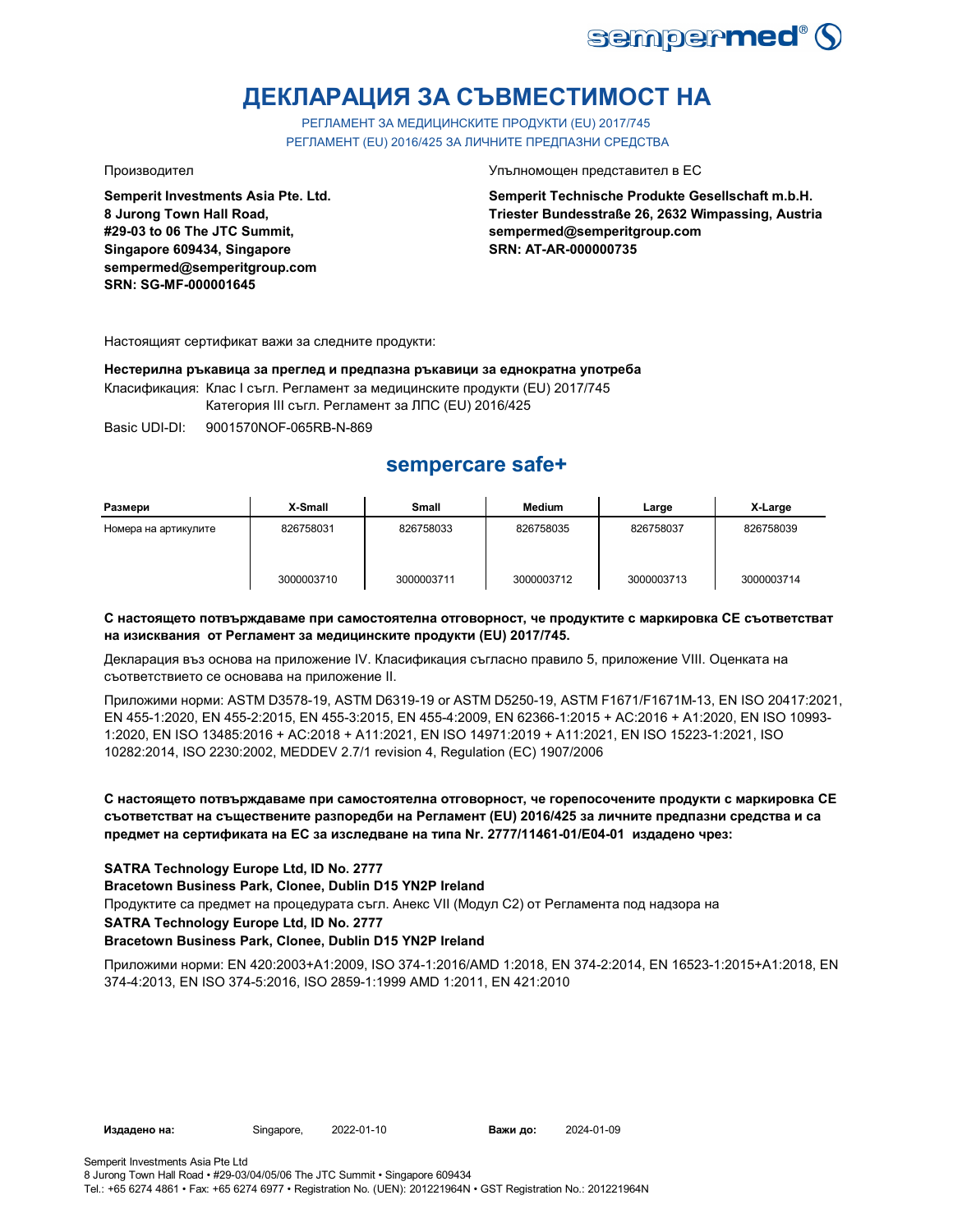# ДЕКЛАРАЦИЯ ЗА СЪВМЕСТИМОСТ НА

РЕГЛАМЕНТ ЗА МЕДИЦИНСКИТЕ ПРОДУКТИ (EU) 2017/745
РЕГЛАМЕНТ (EU) 2016/425 ЗА ЛИЧНИТЕ ПРЕДПАЗНИ СРЕДСТВА

Производител

**Semperit Investments Asia Pte. Ltd.**
**8 Jurong Town Hall Road,**
**#29-03 to 06 The JTC Summit,**
**Singapore 609434, Singapore**
**sempermed@semperitgroup.com**
**SRN: SG-MF-000001645**

Упълномощен представител в ЕС

**Semperit Technische Produkte Gesellschaft m.b.H.**
**Triester Bundesstraße 26, 2632 Wimpassing, Austria**
**sempermed@semperitgroup.com**
**SRN: AT-AR-000000735**

Настоящият сертификат важи за следните продукти:

**Нестерилна ръкавица за преглед и предпазна ръкавици за еднократна употреба**

Класификация: Клас I съгл. Регламент за медицинските продукти (EU) 2017/745
Категория III съгл. Регламент за ЛПС (EU) 2016/425

Basic UDI-DI: 9001570NOF-065RB-N-869

## sempercare safe+

| Размери | X-Small | Small | Medium | Large | X-Large |
|---|---|---|---|---|---|
| Номера на артикулите | 826758031 | 826758033 | 826758035 | 826758037 | 826758039 |
| | 3000003710 | 3000003711 | 3000003712 | 3000003713 | 3000003714 |

**С настоящето потвърждаваме при самостоятелна отговорност, че продуктите с маркировка CE съответстват на изисквания от Регламент за медицинските продукти (EU) 2017/745.**

Декларация въз основа на приложение IV. Класификация съгласно правило 5, приложение VIII. Оценката на съответствието се основава на приложение II.

Приложими норми: ASTM D3578-19, ASTM D6319-19 or ASTM D5250-19, ASTM F1671/F1671M-13, EN ISO 20417:2021, EN 455-1:2020, EN 455-2:2015, EN 455-3:2015, EN 455-4:2009, EN 62366-1:2015 + AC:2016 + A1:2020, EN ISO 10993-1:2020, EN ISO 13485:2016 + AC:2018 + A11:2021, EN ISO 14971:2019 + A11:2021, EN ISO 15223-1:2021, ISO 10282:2014, ISO 2230:2002, MEDDEV 2.7/1 revision 4, Regulation (EC) 1907/2006

**С настоящето потвърждаваме при самостоятелна отговорност, че горепосочените продукти с маркировка CE съответстват на съществените разпоредби на Регламент (EU) 2016/425 за личните предпазни средства и са предмет на сертификата на ЕС за изследване на типа Nr. 2777/11461-01/E04-01 издадено чрез:**

**SATRA Technology Europe Ltd, ID No. 2777**
**Bracetown Business Park, Clonee, Dublin D15 YN2P Ireland**
Продуктите са предмет на процедурата съгл. Анекс VII (Модул C2) от Регламента под надзора на
**SATRA Technology Europe Ltd, ID No. 2777**
**Bracetown Business Park, Clonee, Dublin D15 YN2P Ireland**

Приложими норми: EN 420:2003+A1:2009, ISO 374-1:2016/AMD 1:2018, EN 374-2:2014, EN 16523-1:2015+A1:2018, EN 374-4:2013, EN ISO 374-5:2016, ISO 2859-1:1999 AMD 1:2011, EN 421:2010

**Издадено на:** Singapore, 2022-01-10 **Важи до:** 2024-01-09

Semperit Investments Asia Pte Ltd
8 Jurong Town Hall Road • #29-03/04/05/06 The JTC Summit • Singapore 609434
Tel.: +65 6274 4861 • Fax: +65 6274 6977 • Registration No. (UEN): 201221964N • GST Registration No.: 201221964N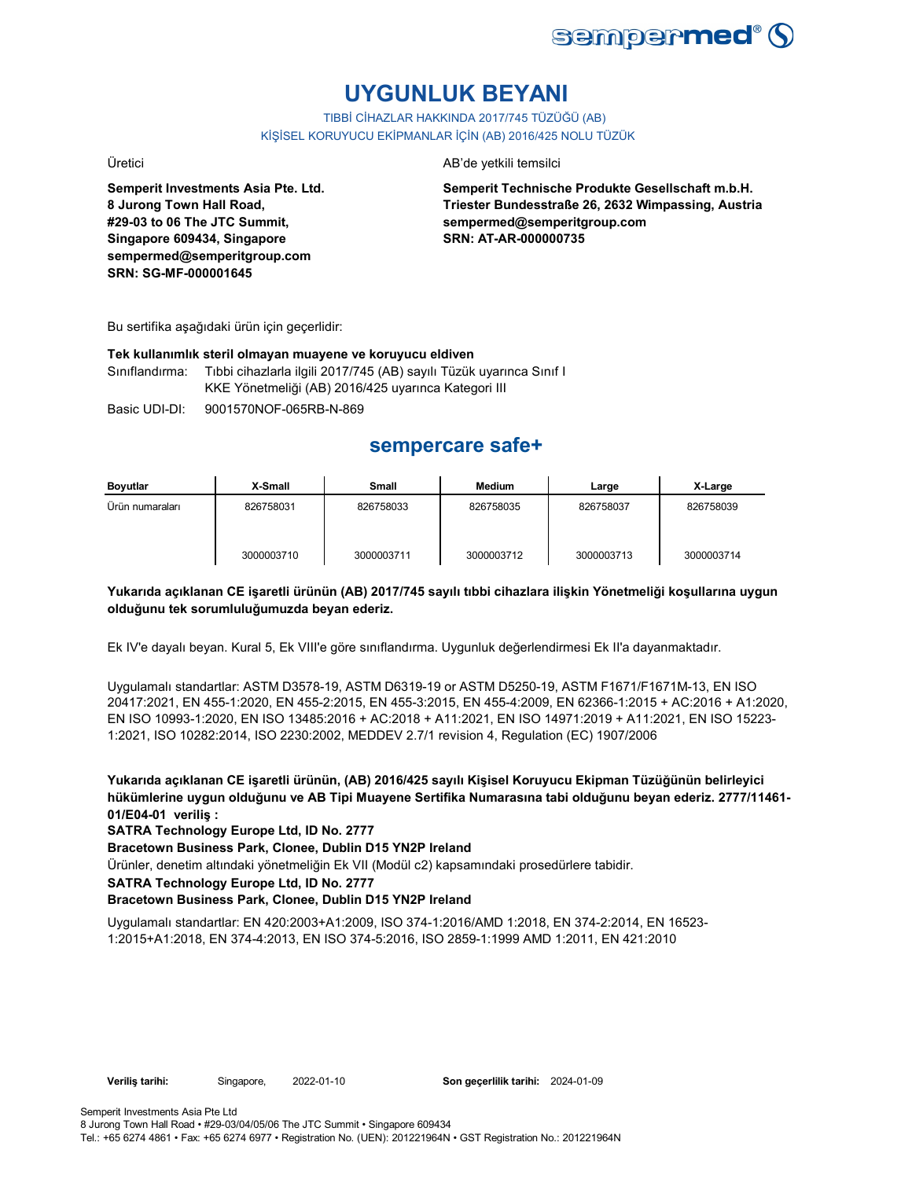# UYGUNLUK BEYANI

TIBBİ CİHAZLAR HAKKINDA 2017/745 TÜZÜĞÜ (AB)
KİŞİSEL KORUYUCU EKİPMANLAR İÇİN (AB) 2016/425 NOLU TÜZÜK

Üretici

**Semperit Investments Asia Pte. Ltd.**
**8 Jurong Town Hall Road,**
**#29-03 to 06 The JTC Summit,**
**Singapore 609434, Singapore**
**sempermed@semperitgroup.com**
**SRN: SG-MF-000001645**

AB'de yetkili temsilci

**Semperit Technische Produkte Gesellschaft m.b.H.**
**Triester Bundesstraße 26, 2632 Wimpassing, Austria**
**sempermed@semperitgroup.com**
**SRN: AT-AR-000000735**

Bu sertifika aşağıdaki ürün için geçerlidir:

**Tek kullanımlık steril olmayan muayene ve koruyucu eldiven**

Sınıflandırma: Tıbbi cihazlarla ilgili 2017/745 (AB) sayılı Tüzük uyarınca Sınıf I
KKE Yönetmeliği (AB) 2016/425 uyarınca Kategori III

Basic UDI-DI: 9001570NOF-065RB-N-869

## sempercare safe+

| Boyutlar | X-Small | Small | Medium | Large | X-Large |
|---|---|---|---|---|---|
| Ürün numaraları | 826758031 | 826758033 | 826758035 | 826758037 | 826758039 |
| | 3000003710 | 3000003711 | 3000003712 | 3000003713 | 3000003714 |

**Yukarıda açıklanan CE işaretli ürünün (AB) 2017/745 sayılı tıbbi cihazlara ilişkin Yönetmeliği koşullarına uygun olduğunu tek sorumluluğumuzda beyan ederiz.**

Ek IV'e dayalı beyan. Kural 5, Ek VIII'e göre sınıflandırma. Uygunluk değerlendirmesi Ek II'a dayanmaktadır.

Uygulamalı standartlar: ASTM D3578-19, ASTM D6319-19 or ASTM D5250-19, ASTM F1671/F1671M-13, EN ISO 20417:2021, EN 455-1:2020, EN 455-2:2015, EN 455-3:2015, EN 455-4:2009, EN 62366-1:2015 + AC:2016 + A1:2020, EN ISO 10993-1:2020, EN ISO 13485:2016 + AC:2018 + A11:2021, EN ISO 14971:2019 + A11:2021, EN ISO 15223-1:2021, ISO 10282:2014, ISO 2230:2002, MEDDEV 2.7/1 revision 4, Regulation (EC) 1907/2006

**Yukarıda açıklanan CE işaretli ürünün, (AB) 2016/425 sayılı Kişisel Koruyucu Ekipman Tüzüğünün belirleyici hükümlerine uygun olduğunu ve AB Tipi Muayene Sertifika Numarasına tabi olduğunu beyan ederiz. 2777/11461-01/E04-01 veriliş :**

**SATRA Technology Europe Ltd, ID No. 2777**
**Bracetown Business Park, Clonee, Dublin D15 YN2P Ireland**

Ürünler, denetim altındaki yönetmeliğin Ek VII (Modül c2) kapsamındaki prosedürlere tabidir.

**SATRA Technology Europe Ltd, ID No. 2777**
**Bracetown Business Park, Clonee, Dublin D15 YN2P Ireland**

Uygulamalı standartlar: EN 420:2003+A1:2009, ISO 374-1:2016/AMD 1:2018, EN 374-2:2014, EN 16523-1:2015+A1:2018, EN 374-4:2013, EN ISO 374-5:2016, ISO 2859-1:1999 AMD 1:2011, EN 421:2010

**Veriliş tarihi:** Singapore, 2022-01-10 **Son geçerlilik tarihi:** 2024-01-09

Semperit Investments Asia Pte Ltd
8 Jurong Town Hall Road • #29-03/04/05/06 The JTC Summit • Singapore 609434
Tel.: +65 6274 4861 • Fax: +65 6274 6977 • Registration No. (UEN): 201221964N • GST Registration No.: 201221964N